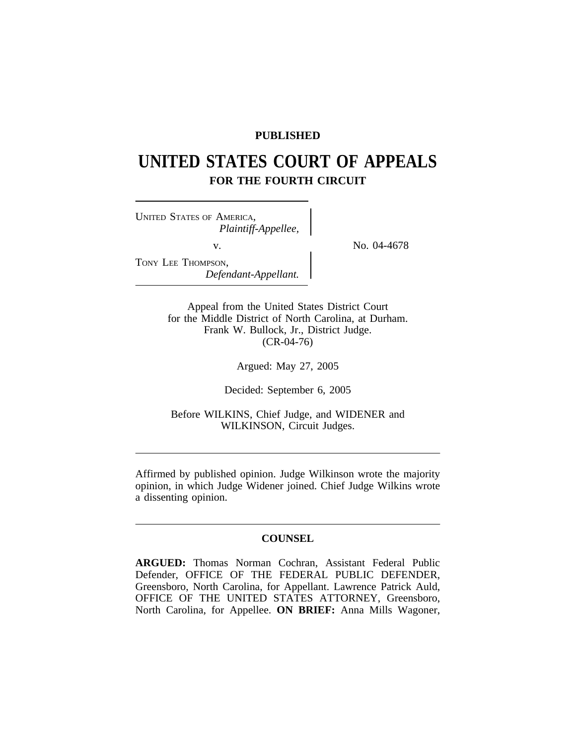**PUBLISHED**

# UNITED STATES COURT OF APPEALS
## FOR THE FOURTH CIRCUIT

UNITED STATES OF AMERICA,
*Plaintiff-Appellee,*

v.

TONY LEE THOMPSON,
*Defendant-Appellant.*

No. 04-4678

Appeal from the United States District Court
for the Middle District of North Carolina, at Durham.
Frank W. Bullock, Jr., District Judge.
(CR-04-76)

Argued: May 27, 2005

Decided: September 6, 2005

Before WILKINS, Chief Judge, and WIDENER and
WILKINSON, Circuit Judges.

---

Affirmed by published opinion. Judge Wilkinson wrote the majority opinion, in which Judge Widener joined. Chief Judge Wilkins wrote a dissenting opinion.

---

**COUNSEL**

**ARGUED:** Thomas Norman Cochran, Assistant Federal Public Defender, OFFICE OF THE FEDERAL PUBLIC DEFENDER, Greensboro, North Carolina, for Appellant. Lawrence Patrick Auld, OFFICE OF THE UNITED STATES ATTORNEY, Greensboro, North Carolina, for Appellee. **ON BRIEF:** Anna Mills Wagoner,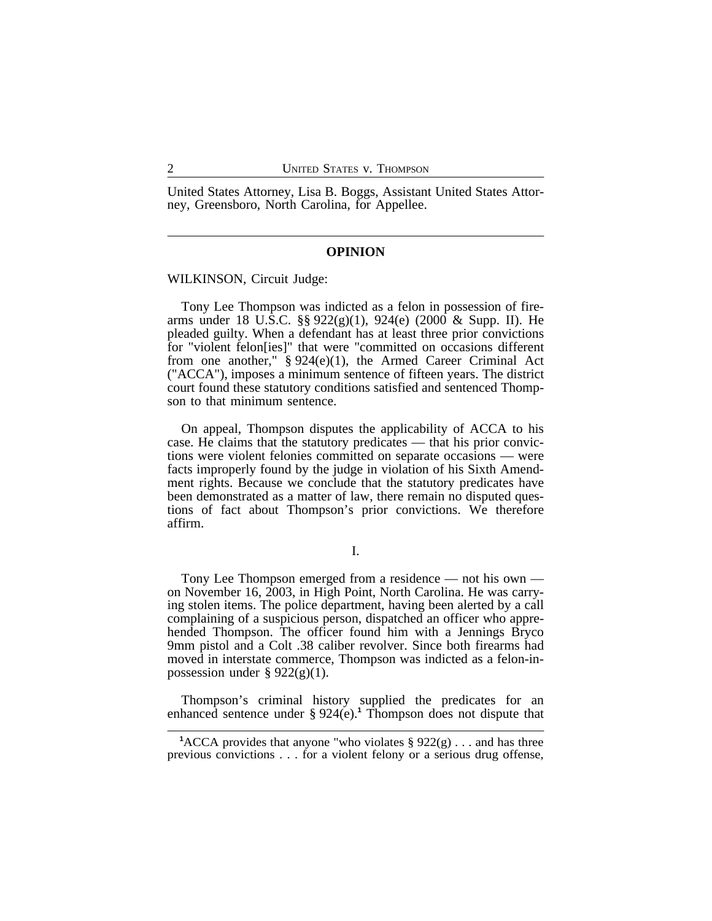United States Attorney, Lisa B. Boggs, Assistant United States Attorney, Greensboro, North Carolina, for Appellee.

---

## OPINION

WILKINSON, Circuit Judge:

Tony Lee Thompson was indicted as a felon in possession of firearms under 18 U.S.C. §§ 922(g)(1), 924(e) (2000 & Supp. II). He pleaded guilty. When a defendant has at least three prior convictions for "violent felon[ies]" that were "committed on occasions different from one another," § 924(e)(1), the Armed Career Criminal Act ("ACCA"), imposes a minimum sentence of fifteen years. The district court found these statutory conditions satisfied and sentenced Thompson to that minimum sentence.

On appeal, Thompson disputes the applicability of ACCA to his case. He claims that the statutory predicates — that his prior convictions were violent felonies committed on separate occasions — were facts improperly found by the judge in violation of his Sixth Amendment rights. Because we conclude that the statutory predicates have been demonstrated as a matter of law, there remain no disputed questions of fact about Thompson's prior convictions. We therefore affirm.

### I.

Tony Lee Thompson emerged from a residence — not his own — on November 16, 2003, in High Point, North Carolina. He was carrying stolen items. The police department, having been alerted by a call complaining of a suspicious person, dispatched an officer who apprehended Thompson. The officer found him with a Jennings Bryco 9mm pistol and a Colt .38 caliber revolver. Since both firearms had moved in interstate commerce, Thompson was indicted as a felon-in-possession under § 922(g)(1).

Thompson's criminal history supplied the predicates for an enhanced sentence under § 924(e).[1] Thompson does not dispute that

---

[1] ACCA provides that anyone "who violates § 922(g) . . . and has three previous convictions . . . for a violent felony or a serious drug offense,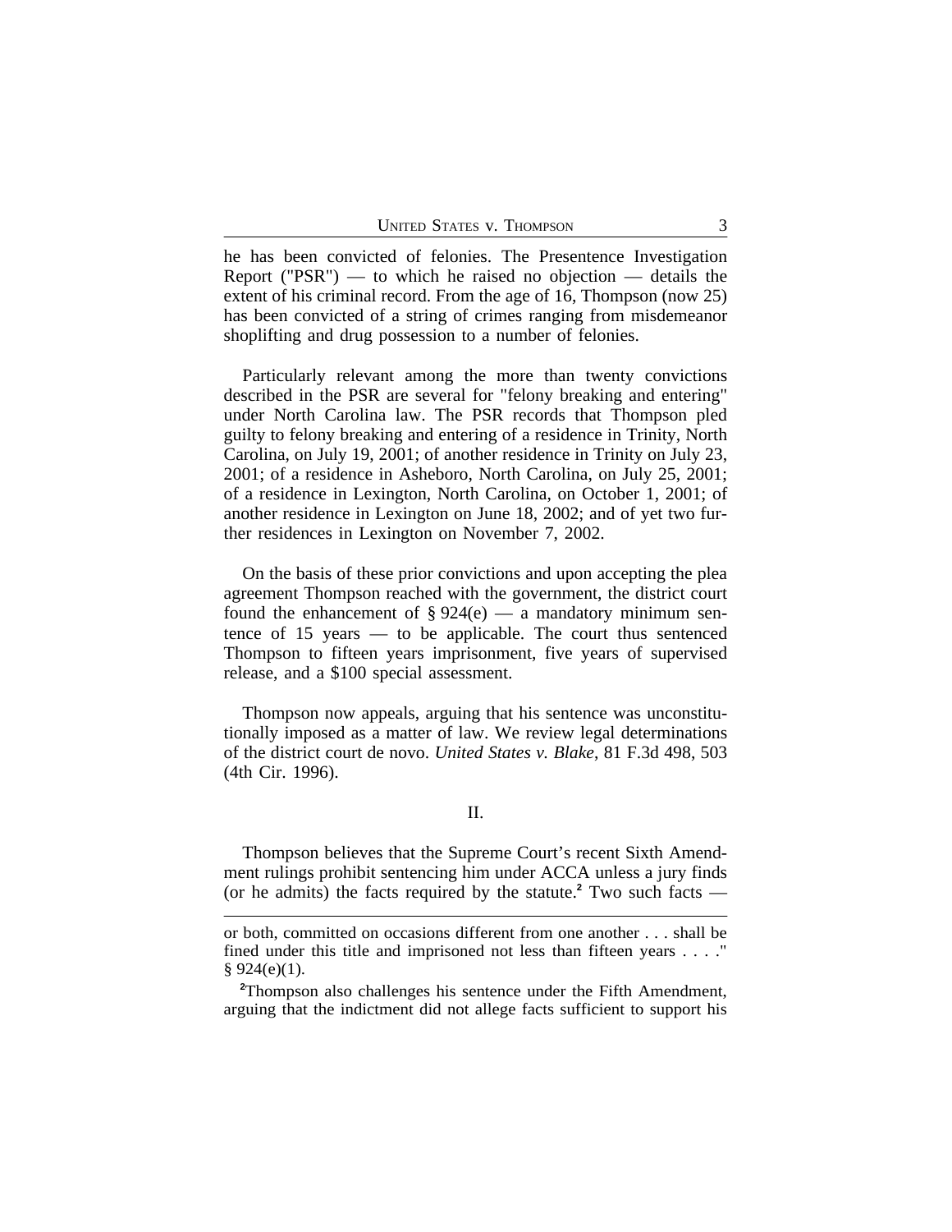he has been convicted of felonies. The Presentence Investigation Report ("PSR") — to which he raised no objection — details the extent of his criminal record. From the age of 16, Thompson (now 25) has been convicted of a string of crimes ranging from misdemeanor shoplifting and drug possession to a number of felonies.

Particularly relevant among the more than twenty convictions described in the PSR are several for "felony breaking and entering" under North Carolina law. The PSR records that Thompson pled guilty to felony breaking and entering of a residence in Trinity, North Carolina, on July 19, 2001; of another residence in Trinity on July 23, 2001; of a residence in Asheboro, North Carolina, on July 25, 2001; of a residence in Lexington, North Carolina, on October 1, 2001; of another residence in Lexington on June 18, 2002; and of yet two further residences in Lexington on November 7, 2002.

On the basis of these prior convictions and upon accepting the plea agreement Thompson reached with the government, the district court found the enhancement of § 924(e) — a mandatory minimum sentence of 15 years — to be applicable. The court thus sentenced Thompson to fifteen years imprisonment, five years of supervised release, and a $100 special assessment.

Thompson now appeals, arguing that his sentence was unconstitutionally imposed as a matter of law. We review legal determinations of the district court de novo. *United States v. Blake*, 81 F.3d 498, 503 (4th Cir. 1996).

## II.

Thompson believes that the Supreme Court's recent Sixth Amendment rulings prohibit sentencing him under ACCA unless a jury finds (or he admits) the facts required by the statute.[2] Two such facts —

---

or both, committed on occasions different from one another . . . shall be fined under this title and imprisoned not less than fifteen years . . . ." § 924(e)(1).

[2]Thompson also challenges his sentence under the Fifth Amendment, arguing that the indictment did not allege facts sufficient to support his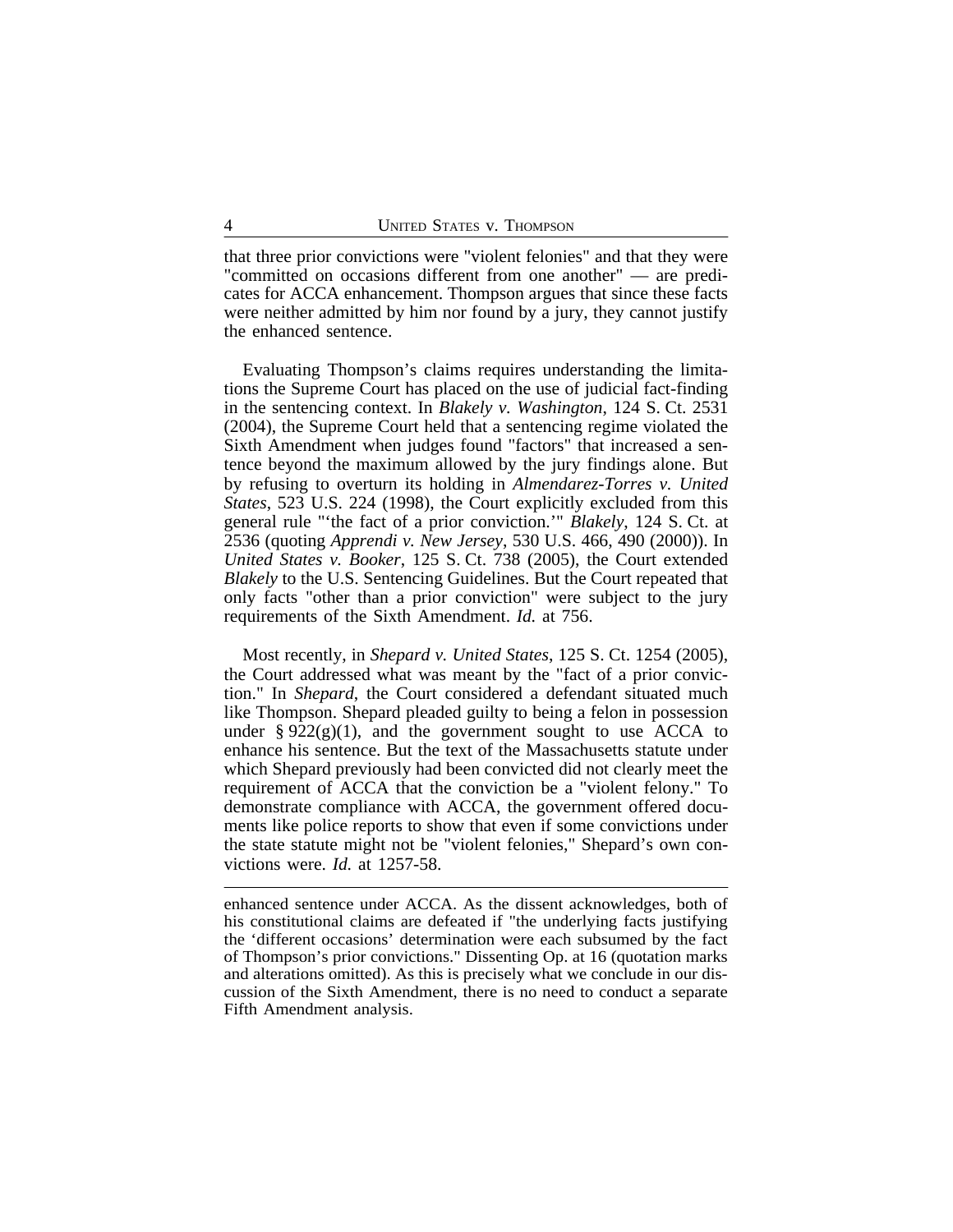that three prior convictions were "violent felonies" and that they were "committed on occasions different from one another" — are predicates for ACCA enhancement. Thompson argues that since these facts were neither admitted by him nor found by a jury, they cannot justify the enhanced sentence.

Evaluating Thompson's claims requires understanding the limitations the Supreme Court has placed on the use of judicial fact-finding in the sentencing context. In *Blakely v. Washington*, 124 S. Ct. 2531 (2004), the Supreme Court held that a sentencing regime violated the Sixth Amendment when judges found "factors" that increased a sentence beyond the maximum allowed by the jury findings alone. But by refusing to overturn its holding in *Almendarez-Torres v. United States*, 523 U.S. 224 (1998), the Court explicitly excluded from this general rule "'the fact of a prior conviction.'" *Blakely*, 124 S. Ct. at 2536 (quoting *Apprendi v. New Jersey*, 530 U.S. 466, 490 (2000)). In *United States v. Booker*, 125 S. Ct. 738 (2005), the Court extended *Blakely* to the U.S. Sentencing Guidelines. But the Court repeated that only facts "other than a prior conviction" were subject to the jury requirements of the Sixth Amendment. *Id.* at 756.

Most recently, in *Shepard v. United States*, 125 S. Ct. 1254 (2005), the Court addressed what was meant by the "fact of a prior conviction." In *Shepard*, the Court considered a defendant situated much like Thompson. Shepard pleaded guilty to being a felon in possession under § 922(g)(1), and the government sought to use ACCA to enhance his sentence. But the text of the Massachusetts statute under which Shepard previously had been convicted did not clearly meet the requirement of ACCA that the conviction be a "violent felony." To demonstrate compliance with ACCA, the government offered documents like police reports to show that even if some convictions under the state statute might not be "violent felonies," Shepard's own convictions were. *Id.* at 1257-58.

---

enhanced sentence under ACCA. As the dissent acknowledges, both of his constitutional claims are defeated if "the underlying facts justifying the 'different occasions' determination were each subsumed by the fact of Thompson's prior convictions." Dissenting Op. at 16 (quotation marks and alterations omitted). As this is precisely what we conclude in our discussion of the Sixth Amendment, there is no need to conduct a separate Fifth Amendment analysis.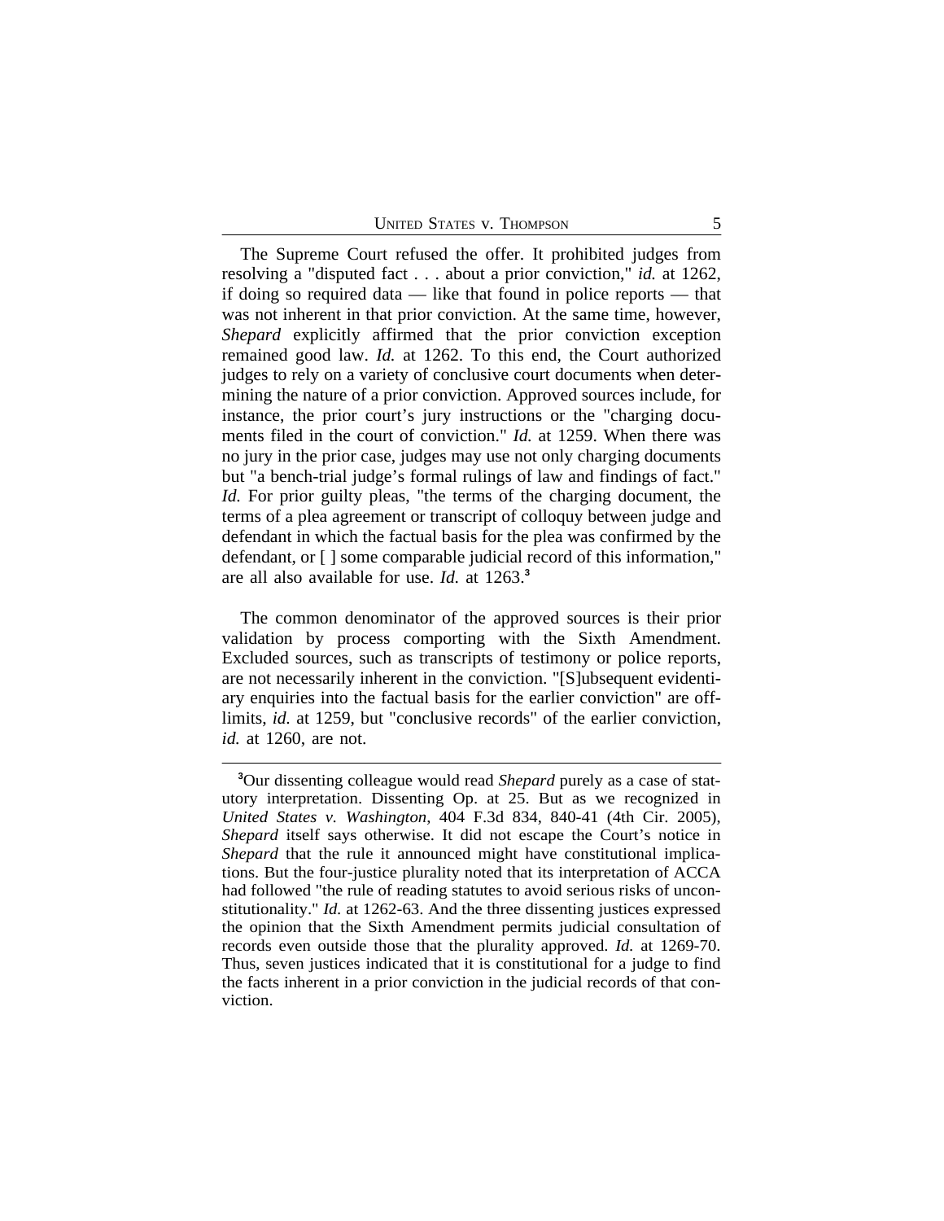The Supreme Court refused the offer. It prohibited judges from resolving a "disputed fact . . . about a prior conviction," *id.* at 1262, if doing so required data — like that found in police reports — that was not inherent in that prior conviction. At the same time, however, *Shepard* explicitly affirmed that the prior conviction exception remained good law. *Id.* at 1262. To this end, the Court authorized judges to rely on a variety of conclusive court documents when determining the nature of a prior conviction. Approved sources include, for instance, the prior court's jury instructions or the "charging documents filed in the court of conviction." *Id.* at 1259. When there was no jury in the prior case, judges may use not only charging documents but "a bench-trial judge's formal rulings of law and findings of fact." *Id.* For prior guilty pleas, "the terms of the charging document, the terms of a plea agreement or transcript of colloquy between judge and defendant in which the factual basis for the plea was confirmed by the defendant, or [ ] some comparable judicial record of this information," are all also available for use. *Id.* at 1263.[3]

The common denominator of the approved sources is their prior validation by process comporting with the Sixth Amendment. Excluded sources, such as transcripts of testimony or police reports, are not necessarily inherent in the conviction. "[S]ubsequent evidentiary enquiries into the factual basis for the earlier conviction" are off-limits, *id.* at 1259, but "conclusive records" of the earlier conviction, *id.* at 1260, are not.

---

[3]Our dissenting colleague would read *Shepard* purely as a case of statutory interpretation. Dissenting Op. at 25. But as we recognized in *United States v. Washington*, 404 F.3d 834, 840-41 (4th Cir. 2005), *Shepard* itself says otherwise. It did not escape the Court's notice in *Shepard* that the rule it announced might have constitutional implications. But the four-justice plurality noted that its interpretation of ACCA had followed "the rule of reading statutes to avoid serious risks of unconstitutionality." *Id.* at 1262-63. And the three dissenting justices expressed the opinion that the Sixth Amendment permits judicial consultation of records even outside those that the plurality approved. *Id.* at 1269-70. Thus, seven justices indicated that it is constitutional for a judge to find the facts inherent in a prior conviction in the judicial records of that conviction.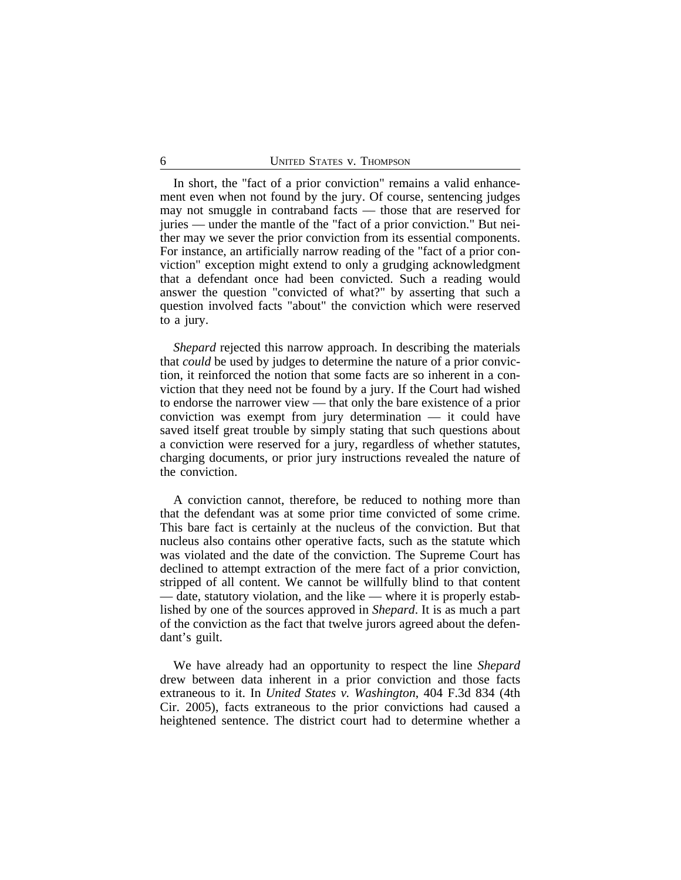In short, the "fact of a prior conviction" remains a valid enhancement even when not found by the jury. Of course, sentencing judges may not smuggle in contraband facts — those that are reserved for juries — under the mantle of the "fact of a prior conviction." But neither may we sever the prior conviction from its essential components. For instance, an artificially narrow reading of the "fact of a prior conviction" exception might extend to only a grudging acknowledgment that a defendant once had been convicted. Such a reading would answer the question "convicted of what?" by asserting that such a question involved facts "about" the conviction which were reserved to a jury.

*Shepard* rejected this narrow approach. In describing the materials that *could* be used by judges to determine the nature of a prior conviction, it reinforced the notion that some facts are so inherent in a conviction that they need not be found by a jury. If the Court had wished to endorse the narrower view — that only the bare existence of a prior conviction was exempt from jury determination — it could have saved itself great trouble by simply stating that such questions about a conviction were reserved for a jury, regardless of whether statutes, charging documents, or prior jury instructions revealed the nature of the conviction.

A conviction cannot, therefore, be reduced to nothing more than that the defendant was at some prior time convicted of some crime. This bare fact is certainly at the nucleus of the conviction. But that nucleus also contains other operative facts, such as the statute which was violated and the date of the conviction. The Supreme Court has declined to attempt extraction of the mere fact of a prior conviction, stripped of all content. We cannot be willfully blind to that content — date, statutory violation, and the like — where it is properly established by one of the sources approved in *Shepard*. It is as much a part of the conviction as the fact that twelve jurors agreed about the defendant's guilt.

We have already had an opportunity to respect the line *Shepard* drew between data inherent in a prior conviction and those facts extraneous to it. In *United States v. Washington*, 404 F.3d 834 (4th Cir. 2005), facts extraneous to the prior convictions had caused a heightened sentence. The district court had to determine whether a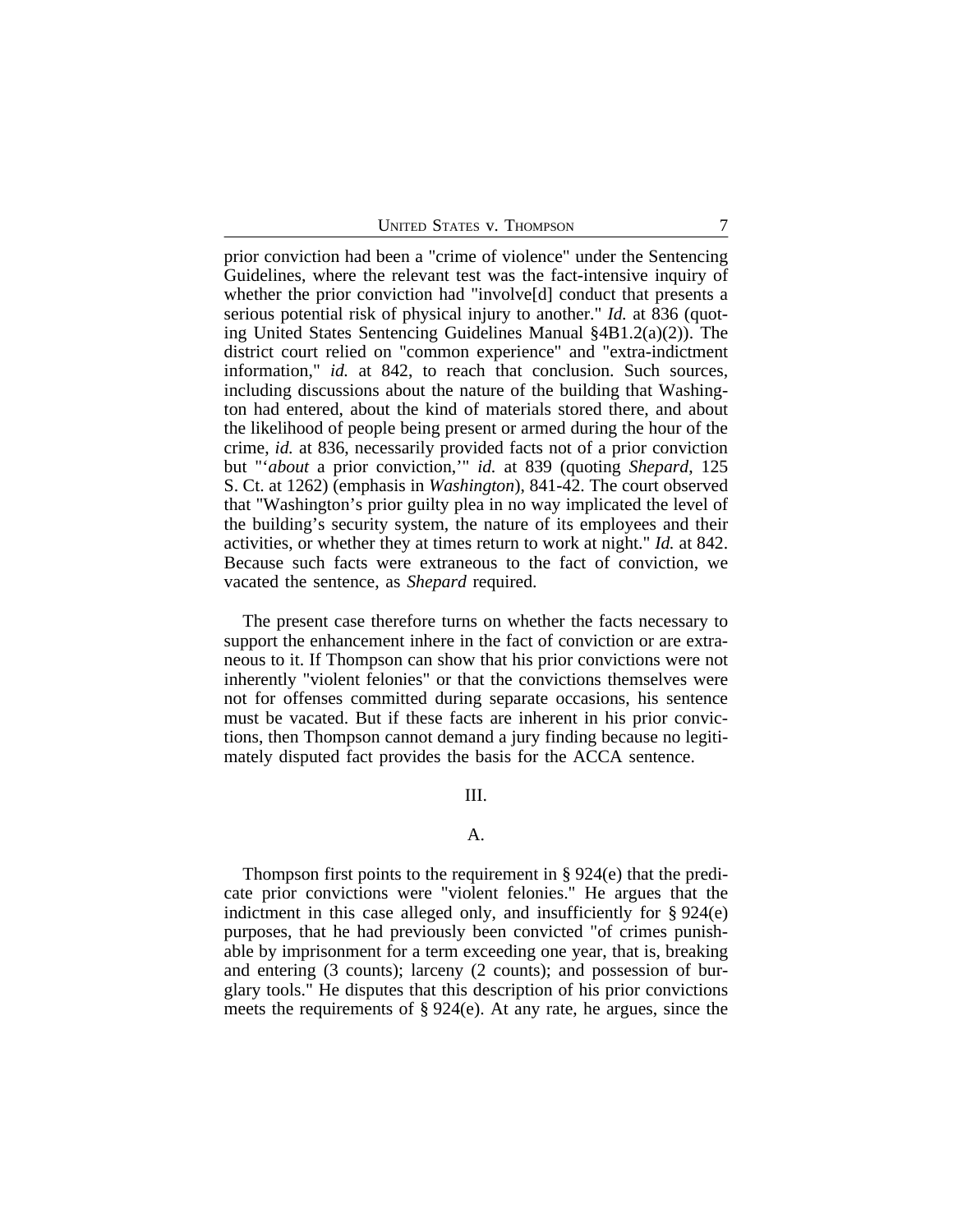prior conviction had been a "crime of violence" under the Sentencing Guidelines, where the relevant test was the fact-intensive inquiry of whether the prior conviction had "involve[d] conduct that presents a serious potential risk of physical injury to another." *Id.* at 836 (quoting United States Sentencing Guidelines Manual §4B1.2(a)(2)). The district court relied on "common experience" and "extra-indictment information," *id.* at 842, to reach that conclusion. Such sources, including discussions about the nature of the building that Washington had entered, about the kind of materials stored there, and about the likelihood of people being present or armed during the hour of the crime, *id.* at 836, necessarily provided facts not of a prior conviction but "'*about* a prior conviction,'" *id.* at 839 (quoting *Shepard*, 125 S. Ct. at 1262) (emphasis in *Washington*), 841-42. The court observed that "Washington's prior guilty plea in no way implicated the level of the building's security system, the nature of its employees and their activities, or whether they at times return to work at night." *Id.* at 842. Because such facts were extraneous to the fact of conviction, we vacated the sentence, as *Shepard* required.

The present case therefore turns on whether the facts necessary to support the enhancement inhere in the fact of conviction or are extraneous to it. If Thompson can show that his prior convictions were not inherently "violent felonies" or that the convictions themselves were not for offenses committed during separate occasions, his sentence must be vacated. But if these facts are inherent in his prior convictions, then Thompson cannot demand a jury finding because no legitimately disputed fact provides the basis for the ACCA sentence.

III.

A.

Thompson first points to the requirement in § 924(e) that the predicate prior convictions were "violent felonies." He argues that the indictment in this case alleged only, and insufficiently for § 924(e) purposes, that he had previously been convicted "of crimes punishable by imprisonment for a term exceeding one year, that is, breaking and entering (3 counts); larceny (2 counts); and possession of burglary tools." He disputes that this description of his prior convictions meets the requirements of § 924(e). At any rate, he argues, since the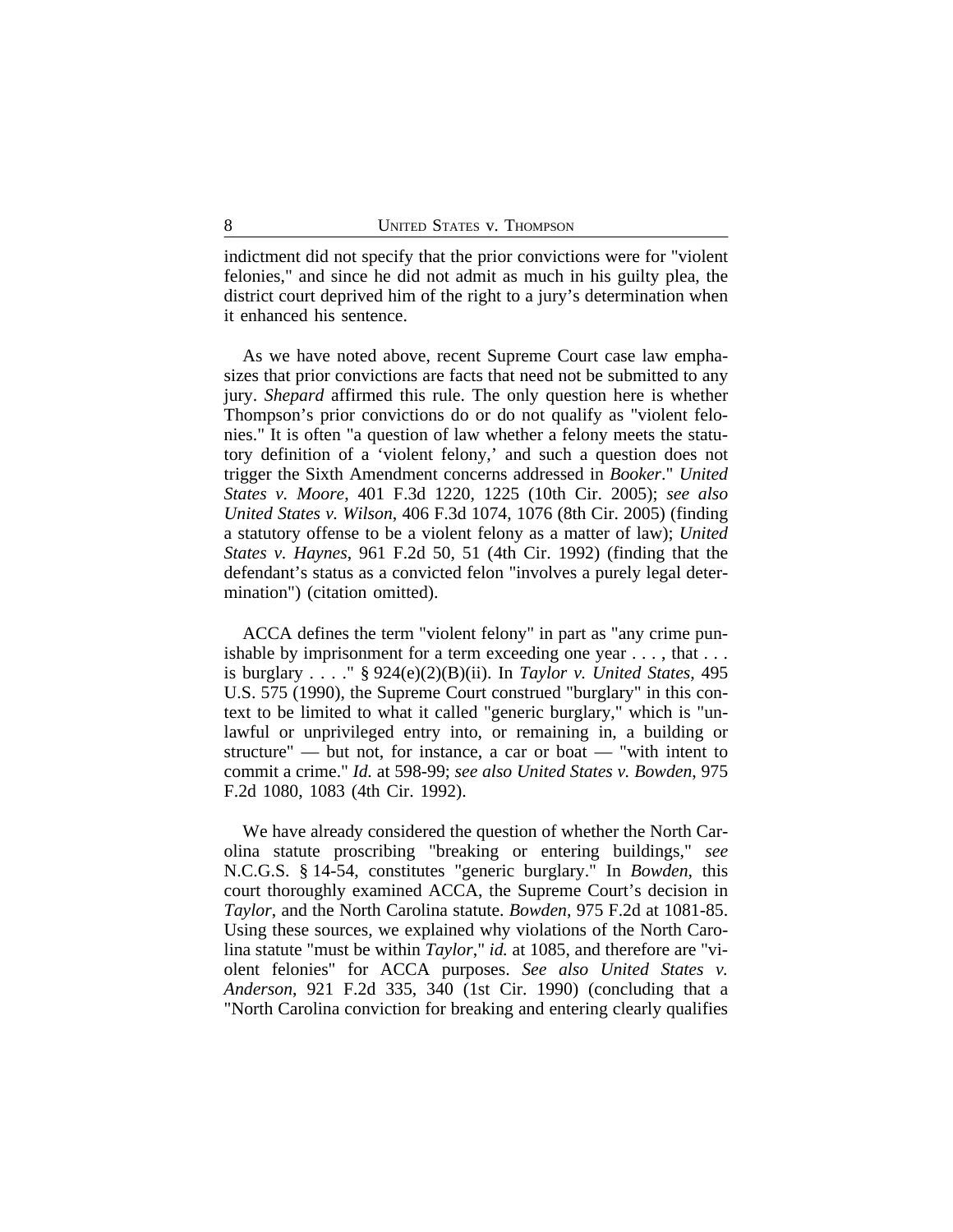indictment did not specify that the prior convictions were for "violent felonies," and since he did not admit as much in his guilty plea, the district court deprived him of the right to a jury's determination when it enhanced his sentence.

As we have noted above, recent Supreme Court case law emphasizes that prior convictions are facts that need not be submitted to any jury. *Shepard* affirmed this rule. The only question here is whether Thompson's prior convictions do or do not qualify as "violent felonies." It is often "a question of law whether a felony meets the statutory definition of a 'violent felony,' and such a question does not trigger the Sixth Amendment concerns addressed in *Booker*." *United States v. Moore*, 401 F.3d 1220, 1225 (10th Cir. 2005); *see also United States v. Wilson*, 406 F.3d 1074, 1076 (8th Cir. 2005) (finding a statutory offense to be a violent felony as a matter of law); *United States v. Haynes*, 961 F.2d 50, 51 (4th Cir. 1992) (finding that the defendant's status as a convicted felon "involves a purely legal determination") (citation omitted).

ACCA defines the term "violent felony" in part as "any crime punishable by imprisonment for a term exceeding one year . . . , that . . . is burglary . . . ." § 924(e)(2)(B)(ii). In *Taylor v. United States*, 495 U.S. 575 (1990), the Supreme Court construed "burglary" in this context to be limited to what it called "generic burglary," which is "unlawful or unprivileged entry into, or remaining in, a building or structure" — but not, for instance, a car or boat — "with intent to commit a crime." *Id.* at 598-99; *see also United States v. Bowden*, 975 F.2d 1080, 1083 (4th Cir. 1992).

We have already considered the question of whether the North Carolina statute proscribing "breaking or entering buildings," *see* N.C.G.S. § 14-54, constitutes "generic burglary." In *Bowden*, this court thoroughly examined ACCA, the Supreme Court's decision in *Taylor*, and the North Carolina statute. *Bowden*, 975 F.2d at 1081-85. Using these sources, we explained why violations of the North Carolina statute "must be within *Taylor*," *id.* at 1085, and therefore are "violent felonies" for ACCA purposes. *See also United States v. Anderson*, 921 F.2d 335, 340 (1st Cir. 1990) (concluding that a "North Carolina conviction for breaking and entering clearly qualifies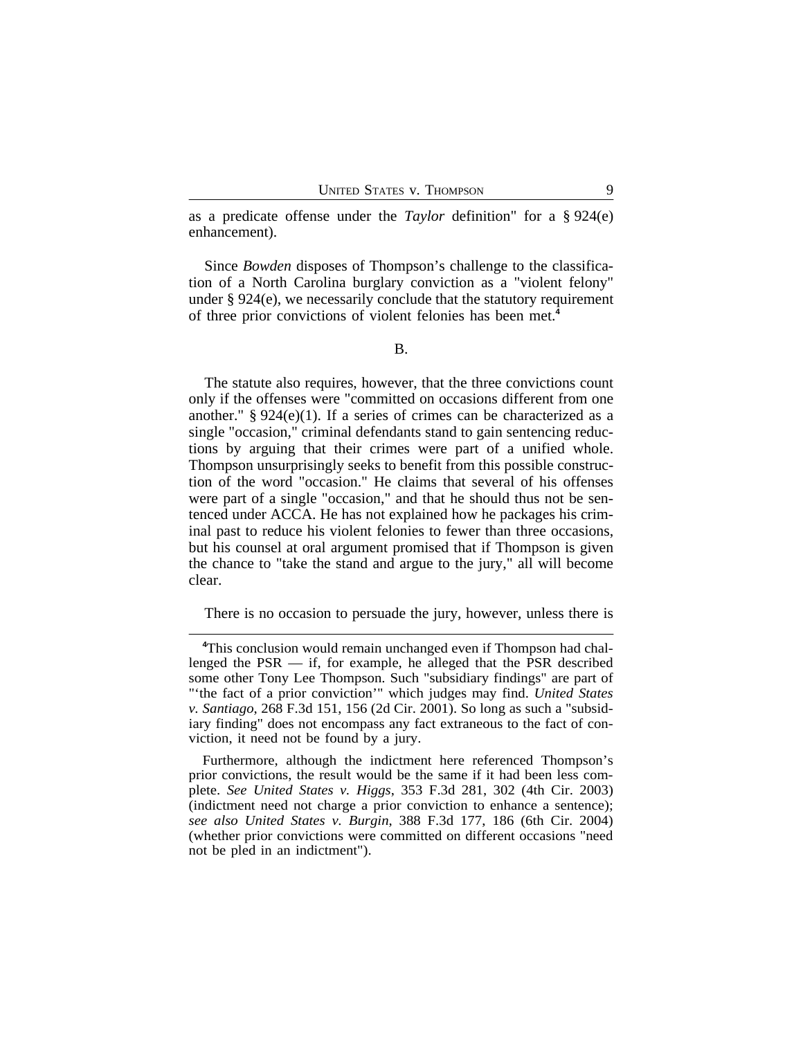as a predicate offense under the *Taylor* definition" for a § 924(e) enhancement).

Since *Bowden* disposes of Thompson's challenge to the classification of a North Carolina burglary conviction as a "violent felony" under § 924(e), we necessarily conclude that the statutory requirement of three prior convictions of violent felonies has been met.[4]

B.

The statute also requires, however, that the three convictions count only if the offenses were "committed on occasions different from one another." § 924(e)(1). If a series of crimes can be characterized as a single "occasion," criminal defendants stand to gain sentencing reductions by arguing that their crimes were part of a unified whole. Thompson unsurprisingly seeks to benefit from this possible construction of the word "occasion." He claims that several of his offenses were part of a single "occasion," and that he should thus not be sentenced under ACCA. He has not explained how he packages his criminal past to reduce his violent felonies to fewer than three occasions, but his counsel at oral argument promised that if Thompson is given the chance to "take the stand and argue to the jury," all will become clear.

There is no occasion to persuade the jury, however, unless there is

---

[4]This conclusion would remain unchanged even if Thompson had challenged the PSR — if, for example, he alleged that the PSR described some other Tony Lee Thompson. Such "subsidiary findings" are part of "'the fact of a prior conviction'" which judges may find. *United States v. Santiago*, 268 F.3d 151, 156 (2d Cir. 2001). So long as such a "subsidiary finding" does not encompass any fact extraneous to the fact of conviction, it need not be found by a jury.

Furthermore, although the indictment here referenced Thompson's prior convictions, the result would be the same if it had been less complete. *See United States v. Higgs*, 353 F.3d 281, 302 (4th Cir. 2003) (indictment need not charge a prior conviction to enhance a sentence); *see also United States v. Burgin*, 388 F.3d 177, 186 (6th Cir. 2004) (whether prior convictions were committed on different occasions "need not be pled in an indictment").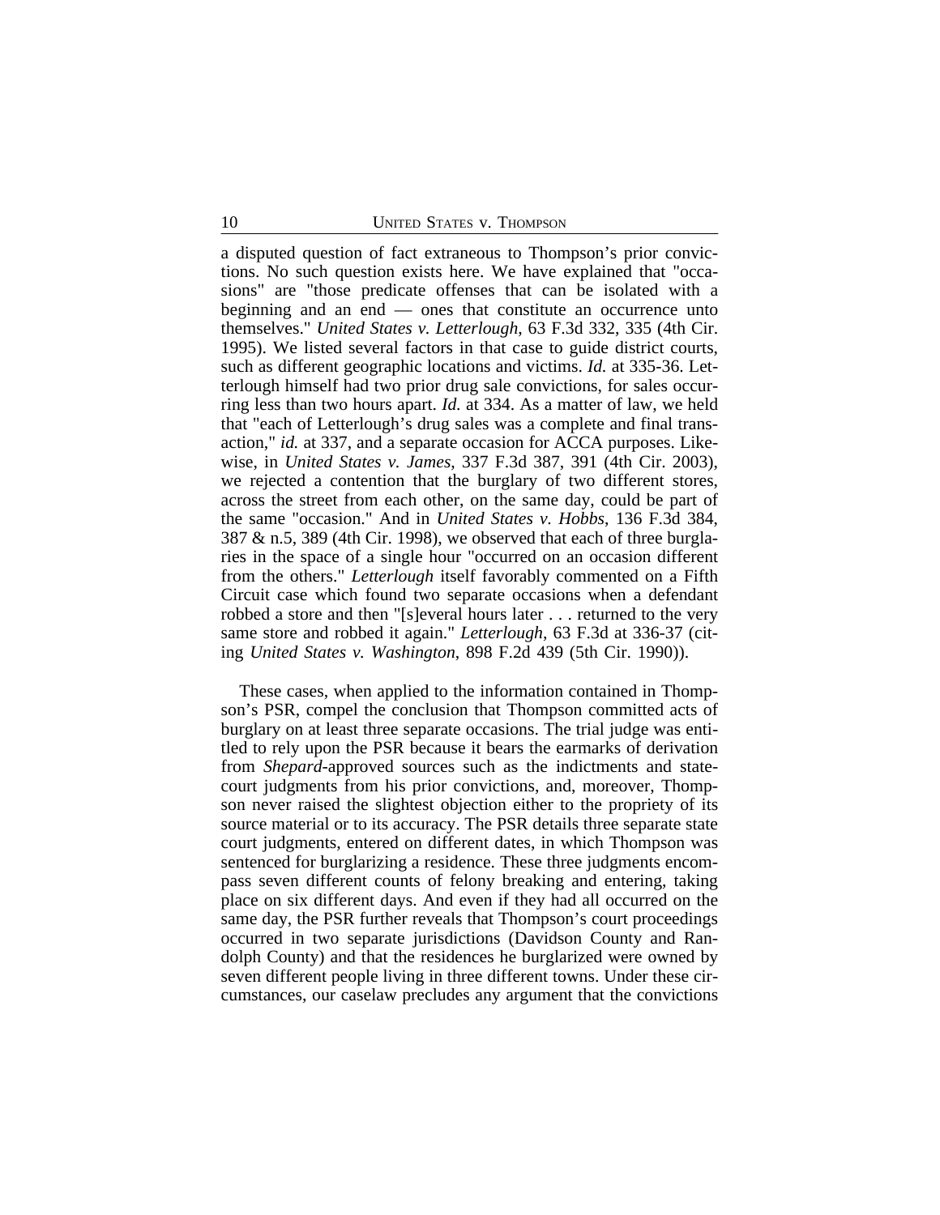a disputed question of fact extraneous to Thompson's prior convictions. No such question exists here. We have explained that "occasions" are "those predicate offenses that can be isolated with a beginning and an end — ones that constitute an occurrence unto themselves." *United States v. Letterlough*, 63 F.3d 332, 335 (4th Cir. 1995). We listed several factors in that case to guide district courts, such as different geographic locations and victims. *Id.* at 335-36. Letterlough himself had two prior drug sale convictions, for sales occurring less than two hours apart. *Id.* at 334. As a matter of law, we held that "each of Letterlough's drug sales was a complete and final transaction," *id.* at 337, and a separate occasion for ACCA purposes. Likewise, in *United States v. James*, 337 F.3d 387, 391 (4th Cir. 2003), we rejected a contention that the burglary of two different stores, across the street from each other, on the same day, could be part of the same "occasion." And in *United States v. Hobbs*, 136 F.3d 384, 387 & n.5, 389 (4th Cir. 1998), we observed that each of three burglaries in the space of a single hour "occurred on an occasion different from the others." *Letterlough* itself favorably commented on a Fifth Circuit case which found two separate occasions when a defendant robbed a store and then "[s]everal hours later . . . returned to the very same store and robbed it again." *Letterlough*, 63 F.3d at 336-37 (citing *United States v. Washington*, 898 F.2d 439 (5th Cir. 1990)).

These cases, when applied to the information contained in Thompson's PSR, compel the conclusion that Thompson committed acts of burglary on at least three separate occasions. The trial judge was entitled to rely upon the PSR because it bears the earmarks of derivation from *Shepard*-approved sources such as the indictments and state-court judgments from his prior convictions, and, moreover, Thompson never raised the slightest objection either to the propriety of its source material or to its accuracy. The PSR details three separate state court judgments, entered on different dates, in which Thompson was sentenced for burglarizing a residence. These three judgments encompass seven different counts of felony breaking and entering, taking place on six different days. And even if they had all occurred on the same day, the PSR further reveals that Thompson's court proceedings occurred in two separate jurisdictions (Davidson County and Randolph County) and that the residences he burglarized were owned by seven different people living in three different towns. Under these circumstances, our caselaw precludes any argument that the convictions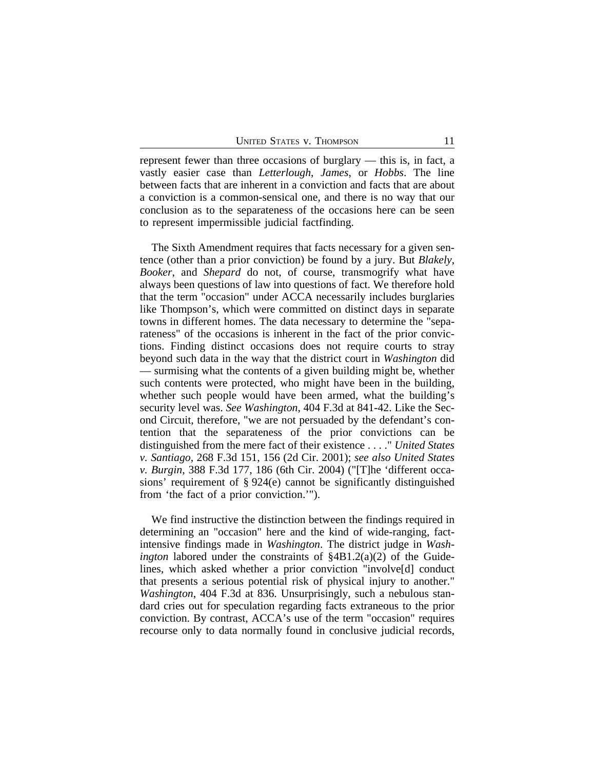represent fewer than three occasions of burglary — this is, in fact, a vastly easier case than *Letterlough*, *James*, or *Hobbs*. The line between facts that are inherent in a conviction and facts that are about a conviction is a common-sensical one, and there is no way that our conclusion as to the separateness of the occasions here can be seen to represent impermissible judicial factfinding.

The Sixth Amendment requires that facts necessary for a given sentence (other than a prior conviction) be found by a jury. But *Blakely*, *Booker*, and *Shepard* do not, of course, transmogrify what have always been questions of law into questions of fact. We therefore hold that the term "occasion" under ACCA necessarily includes burglaries like Thompson's, which were committed on distinct days in separate towns in different homes. The data necessary to determine the "separateness" of the occasions is inherent in the fact of the prior convictions. Finding distinct occasions does not require courts to stray beyond such data in the way that the district court in *Washington* did — surmising what the contents of a given building might be, whether such contents were protected, who might have been in the building, whether such people would have been armed, what the building's security level was. *See Washington*, 404 F.3d at 841-42. Like the Second Circuit, therefore, "we are not persuaded by the defendant's contention that the separateness of the prior convictions can be distinguished from the mere fact of their existence . . . ." *United States v. Santiago*, 268 F.3d 151, 156 (2d Cir. 2001); *see also United States v. Burgin*, 388 F.3d 177, 186 (6th Cir. 2004) ("[T]he 'different occasions' requirement of § 924(e) cannot be significantly distinguished from 'the fact of a prior conviction.'").

We find instructive the distinction between the findings required in determining an "occasion" here and the kind of wide-ranging, fact-intensive findings made in *Washington*. The district judge in *Washington* labored under the constraints of §4B1.2(a)(2) of the Guidelines, which asked whether a prior conviction "involve[d] conduct that presents a serious potential risk of physical injury to another." *Washington*, 404 F.3d at 836. Unsurprisingly, such a nebulous standard cries out for speculation regarding facts extraneous to the prior conviction. By contrast, ACCA's use of the term "occasion" requires recourse only to data normally found in conclusive judicial records,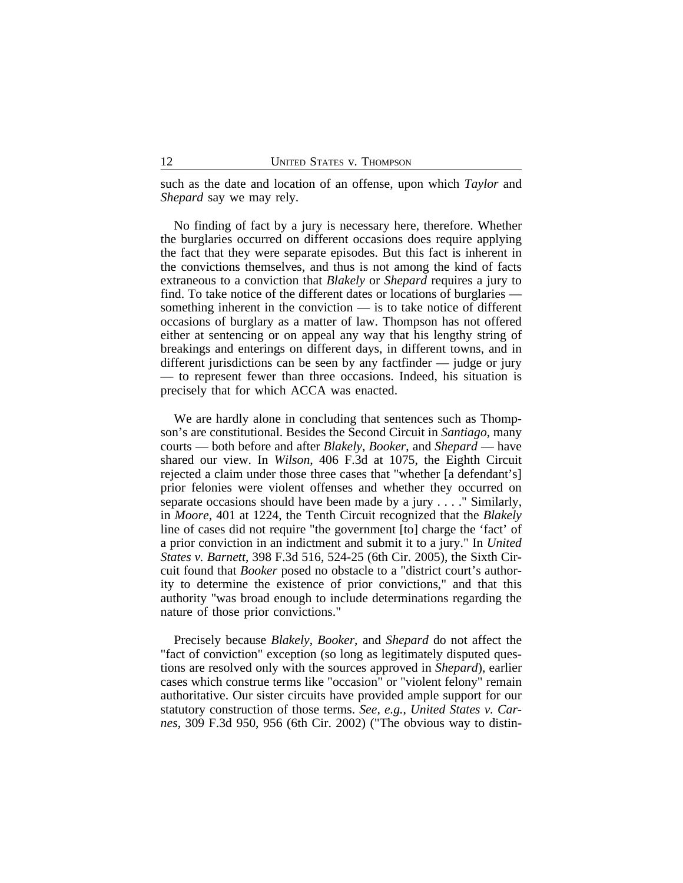such as the date and location of an offense, upon which *Taylor* and *Shepard* say we may rely.

No finding of fact by a jury is necessary here, therefore. Whether the burglaries occurred on different occasions does require applying the fact that they were separate episodes. But this fact is inherent in the convictions themselves, and thus is not among the kind of facts extraneous to a conviction that *Blakely* or *Shepard* requires a jury to find. To take notice of the different dates or locations of burglaries — something inherent in the conviction — is to take notice of different occasions of burglary as a matter of law. Thompson has not offered either at sentencing or on appeal any way that his lengthy string of breakings and enterings on different days, in different towns, and in different jurisdictions can be seen by any factfinder — judge or jury — to represent fewer than three occasions. Indeed, his situation is precisely that for which ACCA was enacted.

We are hardly alone in concluding that sentences such as Thompson's are constitutional. Besides the Second Circuit in *Santiago*, many courts — both before and after *Blakely*, *Booker*, and *Shepard* — have shared our view. In *Wilson*, 406 F.3d at 1075, the Eighth Circuit rejected a claim under those three cases that "whether [a defendant's] prior felonies were violent offenses and whether they occurred on separate occasions should have been made by a jury . . . ." Similarly, in *Moore*, 401 at 1224, the Tenth Circuit recognized that the *Blakely* line of cases did not require "the government [to] charge the 'fact' of a prior conviction in an indictment and submit it to a jury." In *United States v. Barnett*, 398 F.3d 516, 524-25 (6th Cir. 2005), the Sixth Circuit found that *Booker* posed no obstacle to a "district court's authority to determine the existence of prior convictions," and that this authority "was broad enough to include determinations regarding the nature of those prior convictions."

Precisely because *Blakely*, *Booker*, and *Shepard* do not affect the "fact of conviction" exception (so long as legitimately disputed questions are resolved only with the sources approved in *Shepard*), earlier cases which construe terms like "occasion" or "violent felony" remain authoritative. Our sister circuits have provided ample support for our statutory construction of those terms. *See, e.g.*, *United States v. Carnes*, 309 F.3d 950, 956 (6th Cir. 2002) ("The obvious way to distin-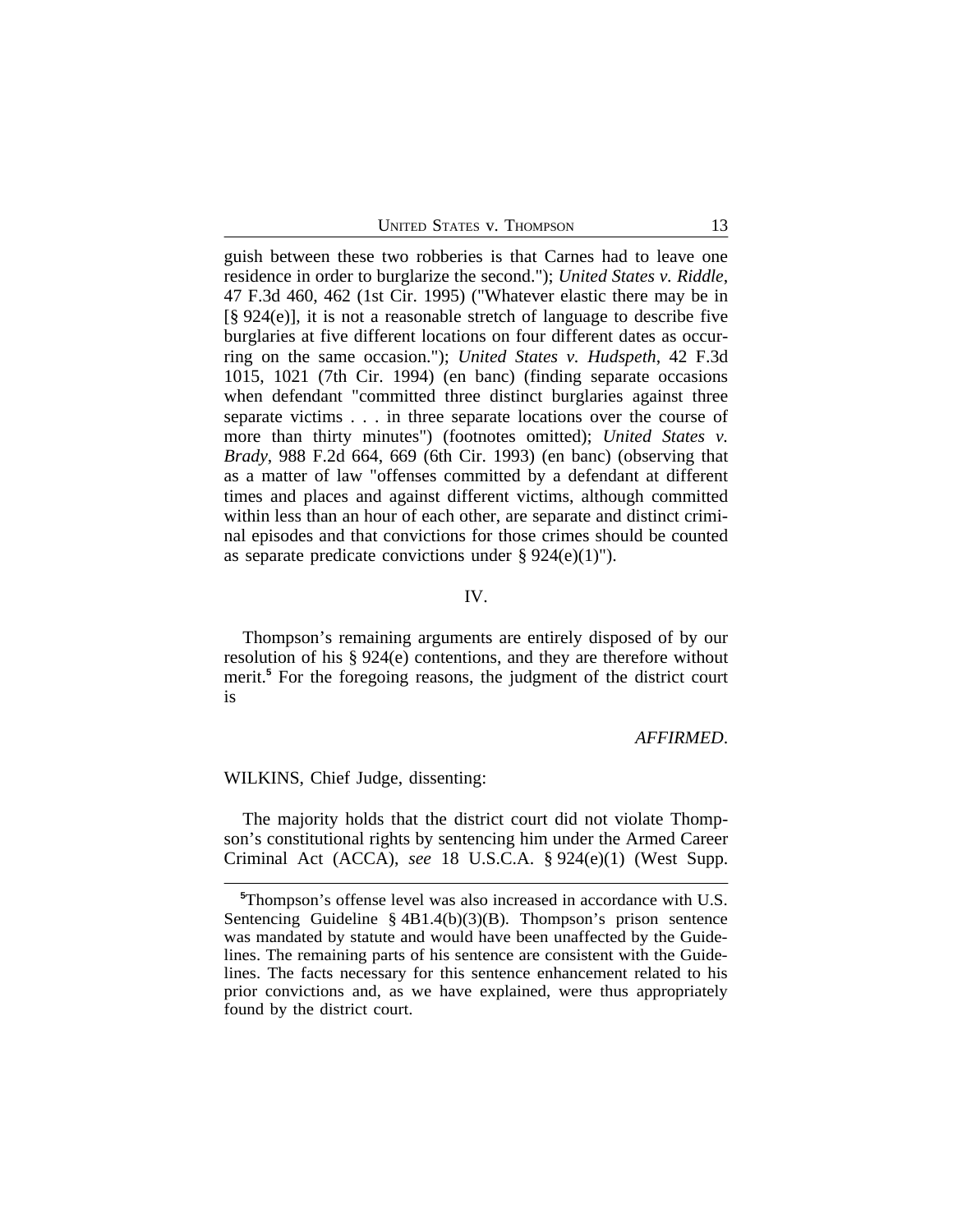guish between these two robberies is that Carnes had to leave one residence in order to burglarize the second."); *United States v. Riddle*, 47 F.3d 460, 462 (1st Cir. 1995) ("Whatever elastic there may be in [§ 924(e)], it is not a reasonable stretch of language to describe five burglaries at five different locations on four different dates as occurring on the same occasion."); *United States v. Hudspeth*, 42 F.3d 1015, 1021 (7th Cir. 1994) (en banc) (finding separate occasions when defendant "committed three distinct burglaries against three separate victims . . . in three separate locations over the course of more than thirty minutes") (footnotes omitted); *United States v. Brady*, 988 F.2d 664, 669 (6th Cir. 1993) (en banc) (observing that as a matter of law "offenses committed by a defendant at different times and places and against different victims, although committed within less than an hour of each other, are separate and distinct criminal episodes and that convictions for those crimes should be counted as separate predicate convictions under § 924(e)(1)").

## IV.

Thompson's remaining arguments are entirely disposed of by our resolution of his § 924(e) contentions, and they are therefore without merit.[5] For the foregoing reasons, the judgment of the district court is

*AFFIRMED*.

WILKINS, Chief Judge, dissenting:

The majority holds that the district court did not violate Thompson's constitutional rights by sentencing him under the Armed Career Criminal Act (ACCA), *see* 18 U.S.C.A. § 924(e)(1) (West Supp.

[5] Thompson's offense level was also increased in accordance with U.S. Sentencing Guideline § 4B1.4(b)(3)(B). Thompson's prison sentence was mandated by statute and would have been unaffected by the Guidelines. The remaining parts of his sentence are consistent with the Guidelines. The facts necessary for this sentence enhancement related to his prior convictions and, as we have explained, were thus appropriately found by the district court.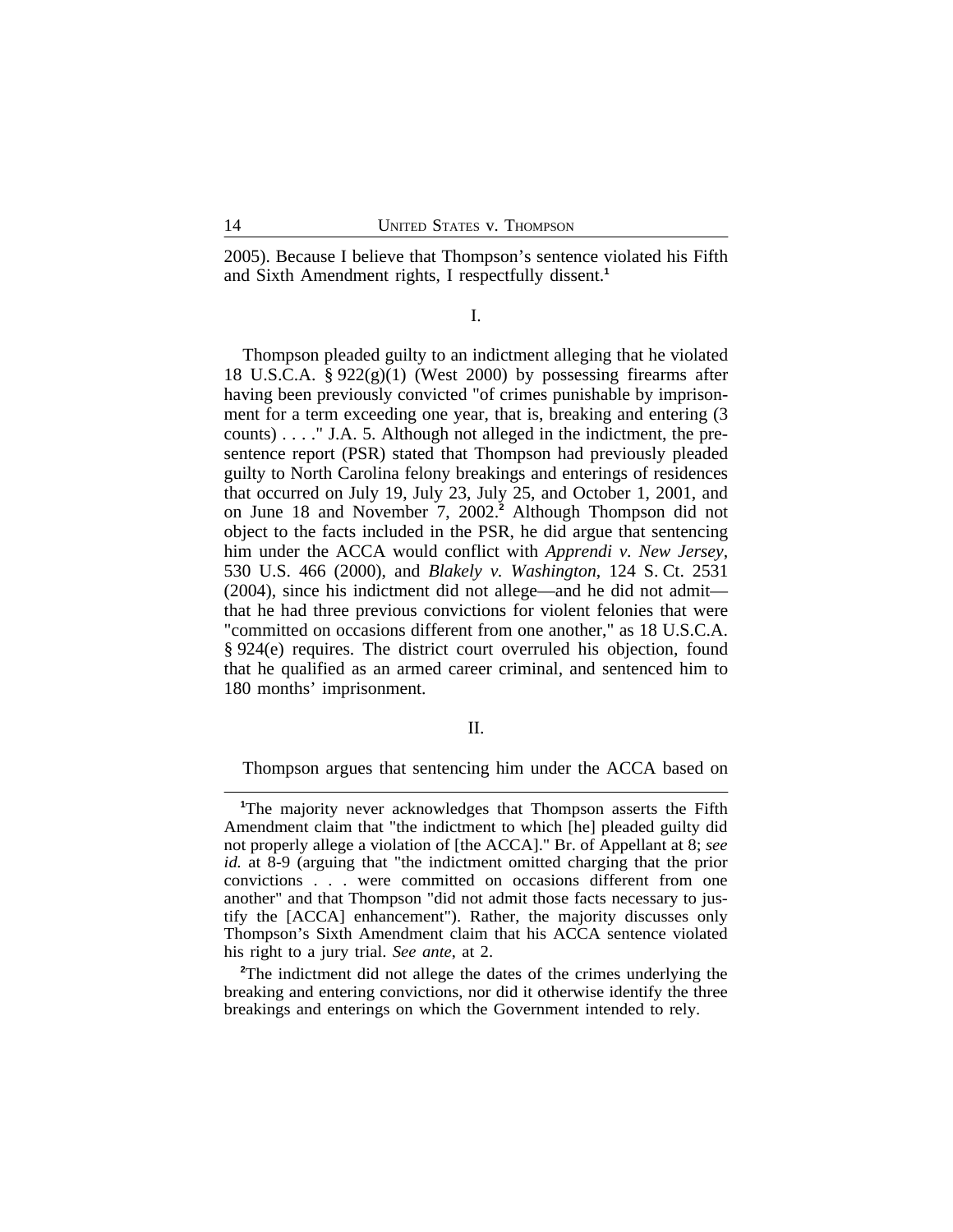2005). Because I believe that Thompson's sentence violated his Fifth and Sixth Amendment rights, I respectfully dissent.[1]

I.

Thompson pleaded guilty to an indictment alleging that he violated 18 U.S.C.A. § 922(g)(1) (West 2000) by possessing firearms after having been previously convicted "of crimes punishable by imprisonment for a term exceeding one year, that is, breaking and entering (3 counts) . . . ." J.A. 5. Although not alleged in the indictment, the presentence report (PSR) stated that Thompson had previously pleaded guilty to North Carolina felony breakings and enterings of residences that occurred on July 19, July 23, July 25, and October 1, 2001, and on June 18 and November 7, 2002.[2] Although Thompson did not object to the facts included in the PSR, he did argue that sentencing him under the ACCA would conflict with *Apprendi v. New Jersey*, 530 U.S. 466 (2000), and *Blakely v. Washington*, 124 S. Ct. 2531 (2004), since his indictment did not allege—and he did not admit—that he had three previous convictions for violent felonies that were "committed on occasions different from one another," as 18 U.S.C.A. § 924(e) requires. The district court overruled his objection, found that he qualified as an armed career criminal, and sentenced him to 180 months' imprisonment.

II.

Thompson argues that sentencing him under the ACCA based on

[1]The majority never acknowledges that Thompson asserts the Fifth Amendment claim that "the indictment to which [he] pleaded guilty did not properly allege a violation of [the ACCA]." Br. of Appellant at 8; *see id.* at 8-9 (arguing that "the indictment omitted charging that the prior convictions . . . were committed on occasions different from one another" and that Thompson "did not admit those facts necessary to justify the [ACCA] enhancement"). Rather, the majority discusses only Thompson's Sixth Amendment claim that his ACCA sentence violated his right to a jury trial. *See ante*, at 2.

[2]The indictment did not allege the dates of the crimes underlying the breaking and entering convictions, nor did it otherwise identify the three breakings and enterings on which the Government intended to rely.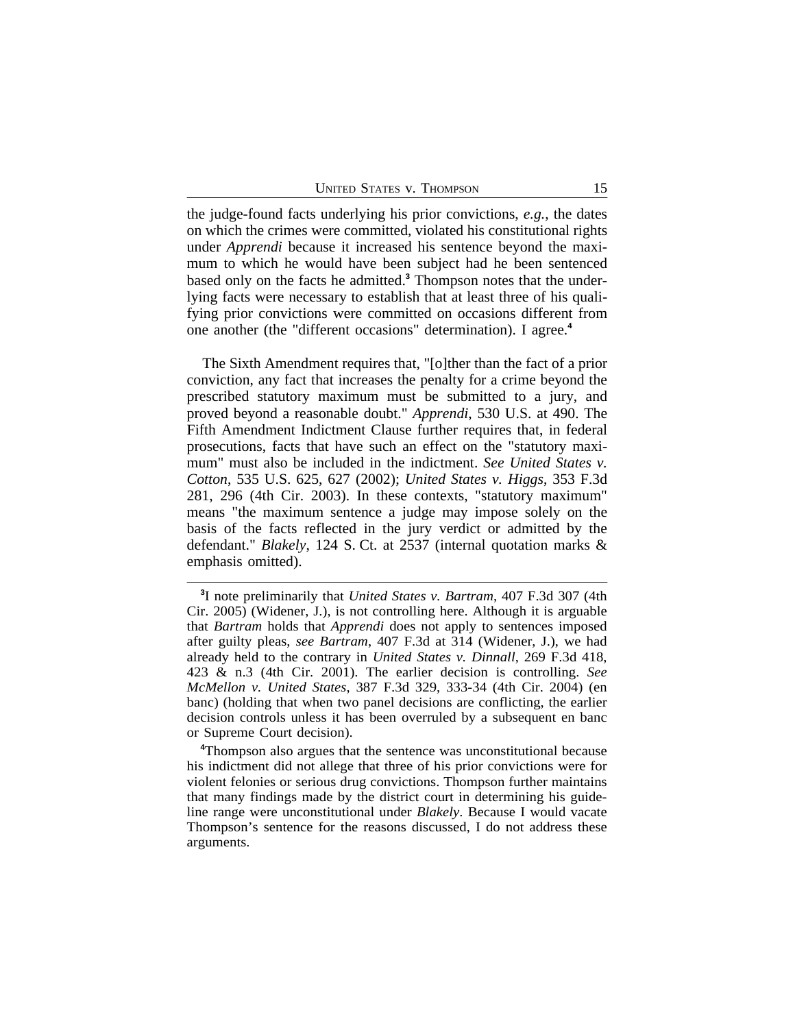the judge-found facts underlying his prior convictions, *e.g.*, the dates on which the crimes were committed, violated his constitutional rights under *Apprendi* because it increased his sentence beyond the maximum to which he would have been subject had he been sentenced based only on the facts he admitted.[3] Thompson notes that the underlying facts were necessary to establish that at least three of his qualifying prior convictions were committed on occasions different from one another (the "different occasions" determination). I agree.[4]

The Sixth Amendment requires that, "[o]ther than the fact of a prior conviction, any fact that increases the penalty for a crime beyond the prescribed statutory maximum must be submitted to a jury, and proved beyond a reasonable doubt." *Apprendi*, 530 U.S. at 490. The Fifth Amendment Indictment Clause further requires that, in federal prosecutions, facts that have such an effect on the "statutory maximum" must also be included in the indictment. *See United States v. Cotton*, 535 U.S. 625, 627 (2002); *United States v. Higgs*, 353 F.3d 281, 296 (4th Cir. 2003). In these contexts, "statutory maximum" means "the maximum sentence a judge may impose solely on the basis of the facts reflected in the jury verdict or admitted by the defendant." *Blakely*, 124 S. Ct. at 2537 (internal quotation marks & emphasis omitted).

---

[3] I note preliminarily that *United States v. Bartram*, 407 F.3d 307 (4th Cir. 2005) (Widener, J.), is not controlling here. Although it is arguable that *Bartram* holds that *Apprendi* does not apply to sentences imposed after guilty pleas, *see Bartram*, 407 F.3d at 314 (Widener, J.), we had already held to the contrary in *United States v. Dinnall*, 269 F.3d 418, 423 & n.3 (4th Cir. 2001). The earlier decision is controlling. *See McMellon v. United States*, 387 F.3d 329, 333-34 (4th Cir. 2004) (en banc) (holding that when two panel decisions are conflicting, the earlier decision controls unless it has been overruled by a subsequent en banc or Supreme Court decision).

[4] Thompson also argues that the sentence was unconstitutional because his indictment did not allege that three of his prior convictions were for violent felonies or serious drug convictions. Thompson further maintains that many findings made by the district court in determining his guideline range were unconstitutional under *Blakely*. Because I would vacate Thompson's sentence for the reasons discussed, I do not address these arguments.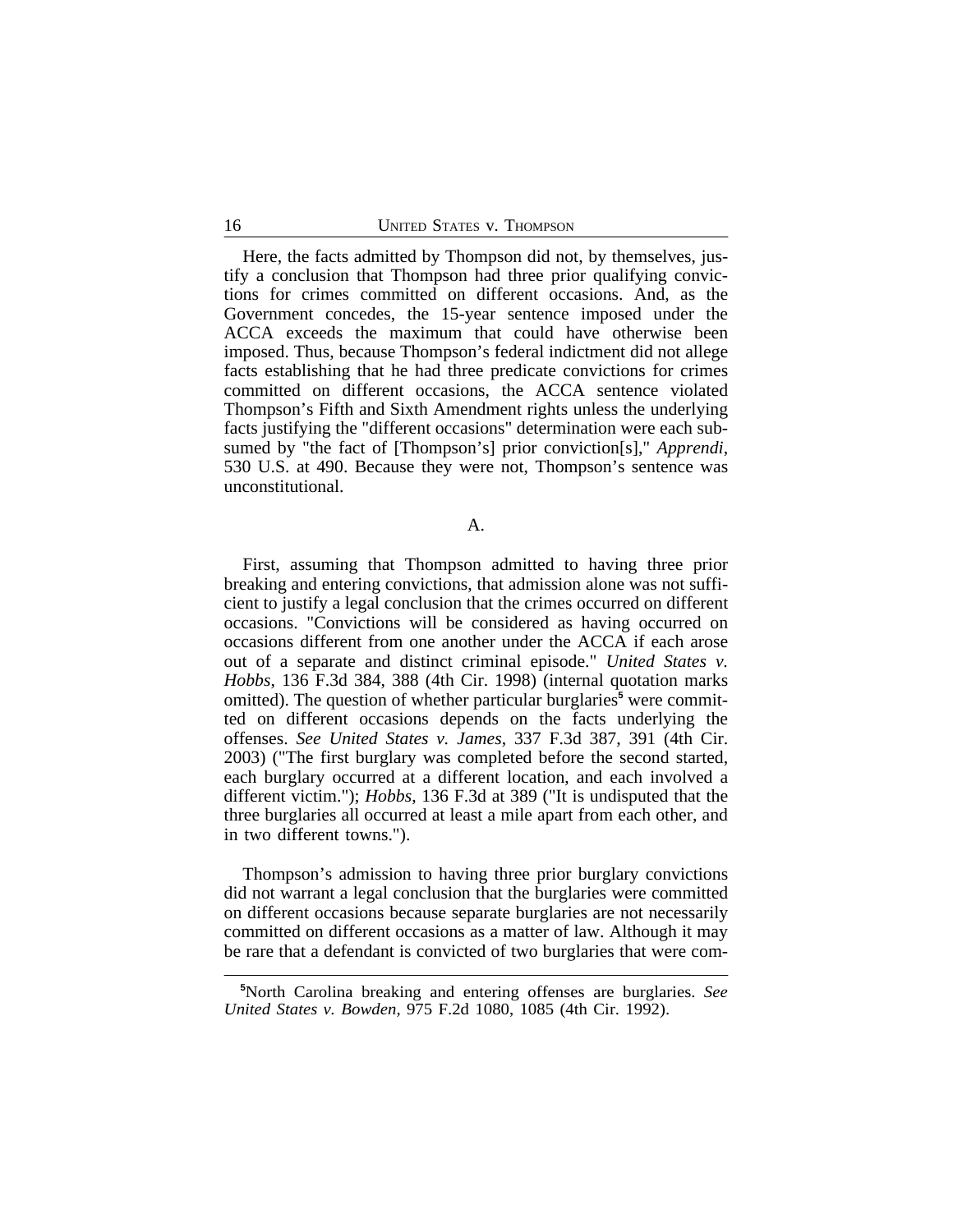Here, the facts admitted by Thompson did not, by themselves, justify a conclusion that Thompson had three prior qualifying convictions for crimes committed on different occasions. And, as the Government concedes, the 15-year sentence imposed under the ACCA exceeds the maximum that could have otherwise been imposed. Thus, because Thompson's federal indictment did not allege facts establishing that he had three predicate convictions for crimes committed on different occasions, the ACCA sentence violated Thompson's Fifth and Sixth Amendment rights unless the underlying facts justifying the "different occasions" determination were each subsumed by "the fact of [Thompson's] prior conviction[s]," *Apprendi*, 530 U.S. at 490. Because they were not, Thompson's sentence was unconstitutional.

### A.

First, assuming that Thompson admitted to having three prior breaking and entering convictions, that admission alone was not sufficient to justify a legal conclusion that the crimes occurred on different occasions. "Convictions will be considered as having occurred on occasions different from one another under the ACCA if each arose out of a separate and distinct criminal episode." *United States v. Hobbs*, 136 F.3d 384, 388 (4th Cir. 1998) (internal quotation marks omitted). The question of whether particular burglaries[5] were committed on different occasions depends on the facts underlying the offenses. *See United States v. James*, 337 F.3d 387, 391 (4th Cir. 2003) ("The first burglary was completed before the second started, each burglary occurred at a different location, and each involved a different victim."); *Hobbs*, 136 F.3d at 389 ("It is undisputed that the three burglaries all occurred at least a mile apart from each other, and in two different towns.").

Thompson's admission to having three prior burglary convictions did not warrant a legal conclusion that the burglaries were committed on different occasions because separate burglaries are not necessarily committed on different occasions as a matter of law. Although it may be rare that a defendant is convicted of two burglaries that were com-

[5] North Carolina breaking and entering offenses are burglaries. *See United States v. Bowden*, 975 F.2d 1080, 1085 (4th Cir. 1992).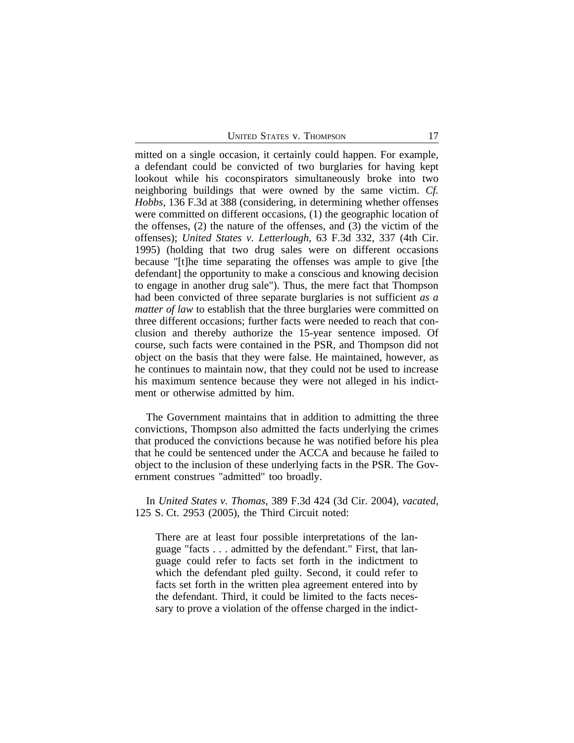mitted on a single occasion, it certainly could happen. For example, a defendant could be convicted of two burglaries for having kept lookout while his coconspirators simultaneously broke into two neighboring buildings that were owned by the same victim. *Cf. Hobbs*, 136 F.3d at 388 (considering, in determining whether offenses were committed on different occasions, (1) the geographic location of the offenses, (2) the nature of the offenses, and (3) the victim of the offenses); *United States v. Letterlough*, 63 F.3d 332, 337 (4th Cir. 1995) (holding that two drug sales were on different occasions because "[t]he time separating the offenses was ample to give [the defendant] the opportunity to make a conscious and knowing decision to engage in another drug sale"). Thus, the mere fact that Thompson had been convicted of three separate burglaries is not sufficient *as a matter of law* to establish that the three burglaries were committed on three different occasions; further facts were needed to reach that conclusion and thereby authorize the 15-year sentence imposed. Of course, such facts were contained in the PSR, and Thompson did not object on the basis that they were false. He maintained, however, as he continues to maintain now, that they could not be used to increase his maximum sentence because they were not alleged in his indictment or otherwise admitted by him.

The Government maintains that in addition to admitting the three convictions, Thompson also admitted the facts underlying the crimes that produced the convictions because he was notified before his plea that he could be sentenced under the ACCA and because he failed to object to the inclusion of these underlying facts in the PSR. The Government construes "admitted" too broadly.

In *United States v. Thomas*, 389 F.3d 424 (3d Cir. 2004), *vacated*, 125 S. Ct. 2953 (2005), the Third Circuit noted:

> There are at least four possible interpretations of the language "facts . . . admitted by the defendant." First, that language could refer to facts set forth in the indictment to which the defendant pled guilty. Second, it could refer to facts set forth in the written plea agreement entered into by the defendant. Third, it could be limited to the facts necessary to prove a violation of the offense charged in the indict-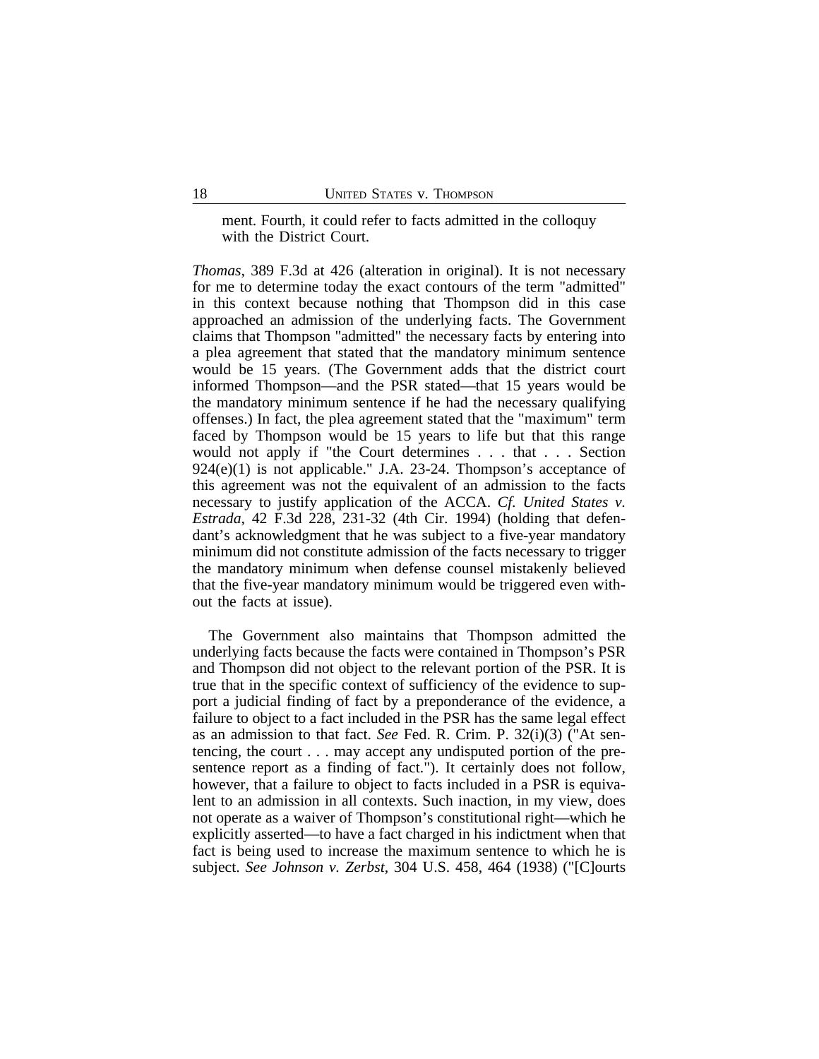> ment. Fourth, it could refer to facts admitted in the colloquy with the District Court.

*Thomas*, 389 F.3d at 426 (alteration in original). It is not necessary for me to determine today the exact contours of the term "admitted" in this context because nothing that Thompson did in this case approached an admission of the underlying facts. The Government claims that Thompson "admitted" the necessary facts by entering into a plea agreement that stated that the mandatory minimum sentence would be 15 years. (The Government adds that the district court informed Thompson—and the PSR stated—that 15 years would be the mandatory minimum sentence if he had the necessary qualifying offenses.) In fact, the plea agreement stated that the "maximum" term faced by Thompson would be 15 years to life but that this range would not apply if "the Court determines . . . that . . . Section 924(e)(1) is not applicable." J.A. 23-24. Thompson's acceptance of this agreement was not the equivalent of an admission to the facts necessary to justify application of the ACCA. *Cf. United States v. Estrada*, 42 F.3d 228, 231-32 (4th Cir. 1994) (holding that defendant's acknowledgment that he was subject to a five-year mandatory minimum did not constitute admission of the facts necessary to trigger the mandatory minimum when defense counsel mistakenly believed that the five-year mandatory minimum would be triggered even without the facts at issue).

The Government also maintains that Thompson admitted the underlying facts because the facts were contained in Thompson's PSR and Thompson did not object to the relevant portion of the PSR. It is true that in the specific context of sufficiency of the evidence to support a judicial finding of fact by a preponderance of the evidence, a failure to object to a fact included in the PSR has the same legal effect as an admission to that fact. *See* Fed. R. Crim. P. 32(i)(3) ("At sentencing, the court . . . may accept any undisputed portion of the presentence report as a finding of fact."). It certainly does not follow, however, that a failure to object to facts included in a PSR is equivalent to an admission in all contexts. Such inaction, in my view, does not operate as a waiver of Thompson's constitutional right—which he explicitly asserted—to have a fact charged in his indictment when that fact is being used to increase the maximum sentence to which he is subject. *See Johnson v. Zerbst*, 304 U.S. 458, 464 (1938) ("[C]ourts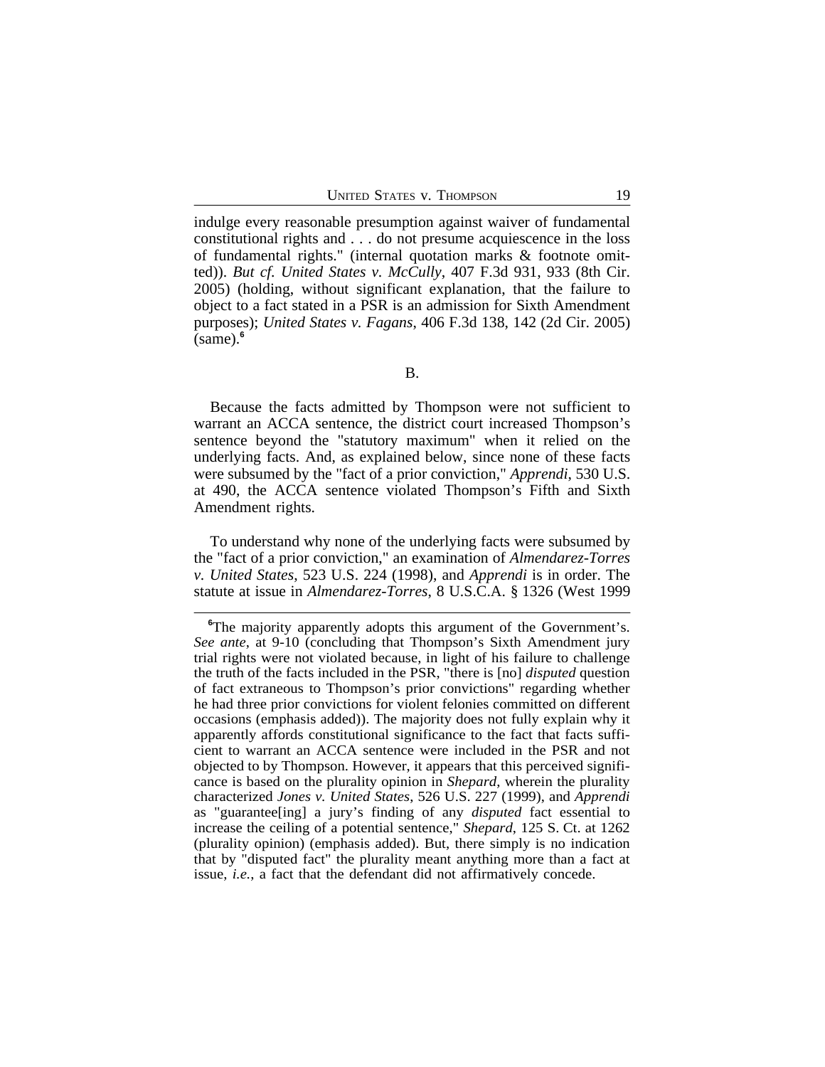indulge every reasonable presumption against waiver of fundamental constitutional rights and . . . do not presume acquiescence in the loss of fundamental rights." (internal quotation marks & footnote omitted)). *But cf. United States v. McCully*, 407 F.3d 931, 933 (8th Cir. 2005) (holding, without significant explanation, that the failure to object to a fact stated in a PSR is an admission for Sixth Amendment purposes); *United States v. Fagans*, 406 F.3d 138, 142 (2d Cir. 2005) (same).[6]

B.

Because the facts admitted by Thompson were not sufficient to warrant an ACCA sentence, the district court increased Thompson's sentence beyond the "statutory maximum" when it relied on the underlying facts. And, as explained below, since none of these facts were subsumed by the "fact of a prior conviction," *Apprendi*, 530 U.S. at 490, the ACCA sentence violated Thompson's Fifth and Sixth Amendment rights.

To understand why none of the underlying facts were subsumed by the "fact of a prior conviction," an examination of *Almendarez-Torres v. United States*, 523 U.S. 224 (1998), and *Apprendi* is in order. The statute at issue in *Almendarez-Torres*, 8 U.S.C.A. § 1326 (West 1999

---

[6]The majority apparently adopts this argument of the Government's. *See ante*, at 9-10 (concluding that Thompson's Sixth Amendment jury trial rights were not violated because, in light of his failure to challenge the truth of the facts included in the PSR, "there is [no] *disputed* question of fact extraneous to Thompson's prior convictions" regarding whether he had three prior convictions for violent felonies committed on different occasions (emphasis added)). The majority does not fully explain why it apparently affords constitutional significance to the fact that facts sufficient to warrant an ACCA sentence were included in the PSR and not objected to by Thompson. However, it appears that this perceived significance is based on the plurality opinion in *Shepard*, wherein the plurality characterized *Jones v. United States*, 526 U.S. 227 (1999), and *Apprendi* as "guarantee[ing] a jury's finding of any *disputed* fact essential to increase the ceiling of a potential sentence," *Shepard*, 125 S. Ct. at 1262 (plurality opinion) (emphasis added). But, there simply is no indication that by "disputed fact" the plurality meant anything more than a fact at issue, *i.e.*, a fact that the defendant did not affirmatively concede.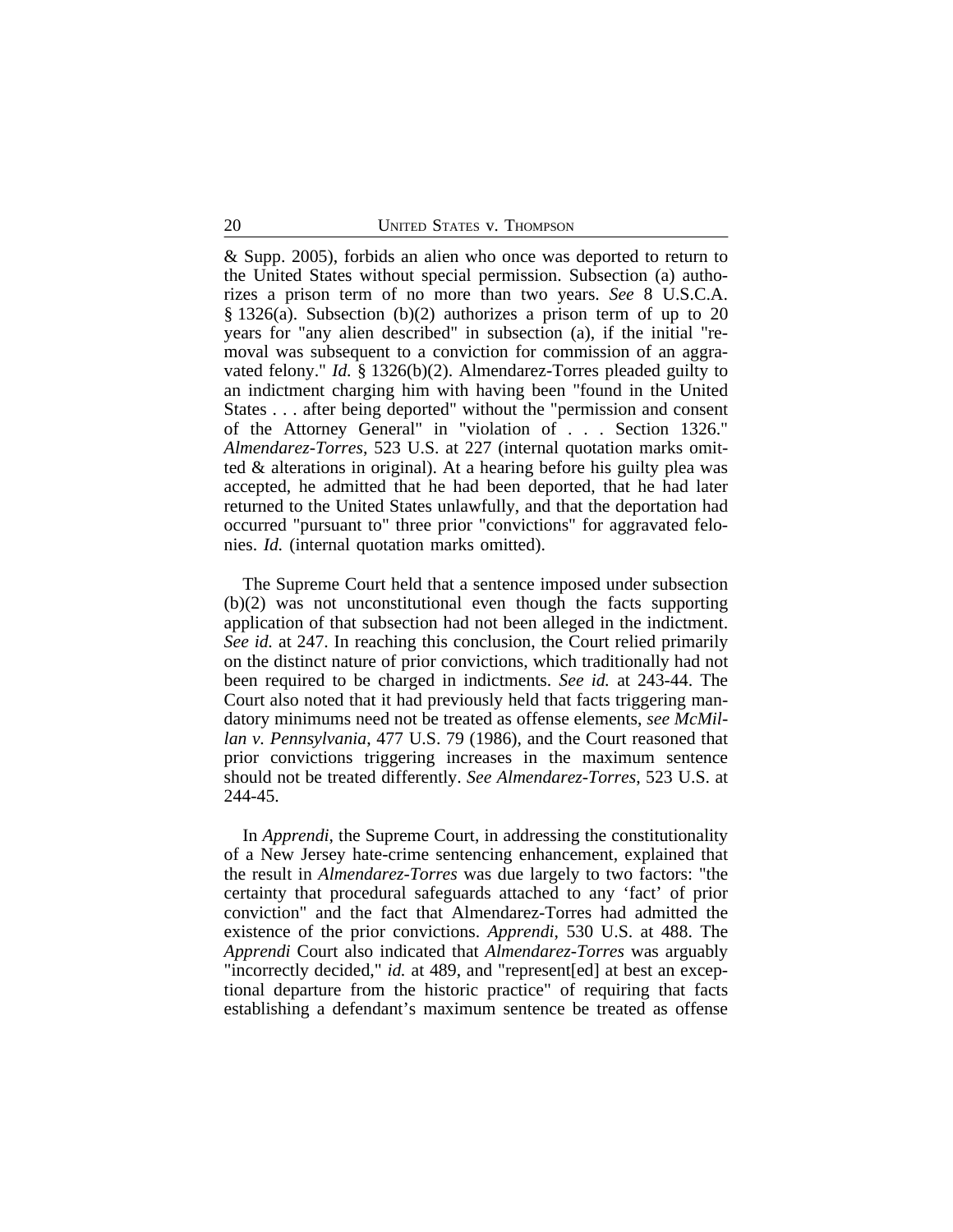& Supp. 2005), forbids an alien who once was deported to return to the United States without special permission. Subsection (a) authorizes a prison term of no more than two years. *See* 8 U.S.C.A. § 1326(a). Subsection (b)(2) authorizes a prison term of up to 20 years for "any alien described" in subsection (a), if the initial "removal was subsequent to a conviction for commission of an aggravated felony." *Id.* § 1326(b)(2). Almendarez-Torres pleaded guilty to an indictment charging him with having been "found in the United States . . . after being deported" without the "permission and consent of the Attorney General" in "violation of . . . Section 1326." *Almendarez-Torres*, 523 U.S. at 227 (internal quotation marks omitted & alterations in original). At a hearing before his guilty plea was accepted, he admitted that he had been deported, that he had later returned to the United States unlawfully, and that the deportation had occurred "pursuant to" three prior "convictions" for aggravated felonies. *Id.* (internal quotation marks omitted).

The Supreme Court held that a sentence imposed under subsection (b)(2) was not unconstitutional even though the facts supporting application of that subsection had not been alleged in the indictment. *See id.* at 247. In reaching this conclusion, the Court relied primarily on the distinct nature of prior convictions, which traditionally had not been required to be charged in indictments. *See id.* at 243-44. The Court also noted that it had previously held that facts triggering mandatory minimums need not be treated as offense elements, *see McMillan v. Pennsylvania*, 477 U.S. 79 (1986), and the Court reasoned that prior convictions triggering increases in the maximum sentence should not be treated differently. *See Almendarez-Torres*, 523 U.S. at 244-45.

In *Apprendi*, the Supreme Court, in addressing the constitutionality of a New Jersey hate-crime sentencing enhancement, explained that the result in *Almendarez-Torres* was due largely to two factors: "the certainty that procedural safeguards attached to any 'fact' of prior conviction" and the fact that Almendarez-Torres had admitted the existence of the prior convictions. *Apprendi*, 530 U.S. at 488. The *Apprendi* Court also indicated that *Almendarez-Torres* was arguably "incorrectly decided," *id.* at 489, and "represent[ed] at best an exceptional departure from the historic practice" of requiring that facts establishing a defendant's maximum sentence be treated as offense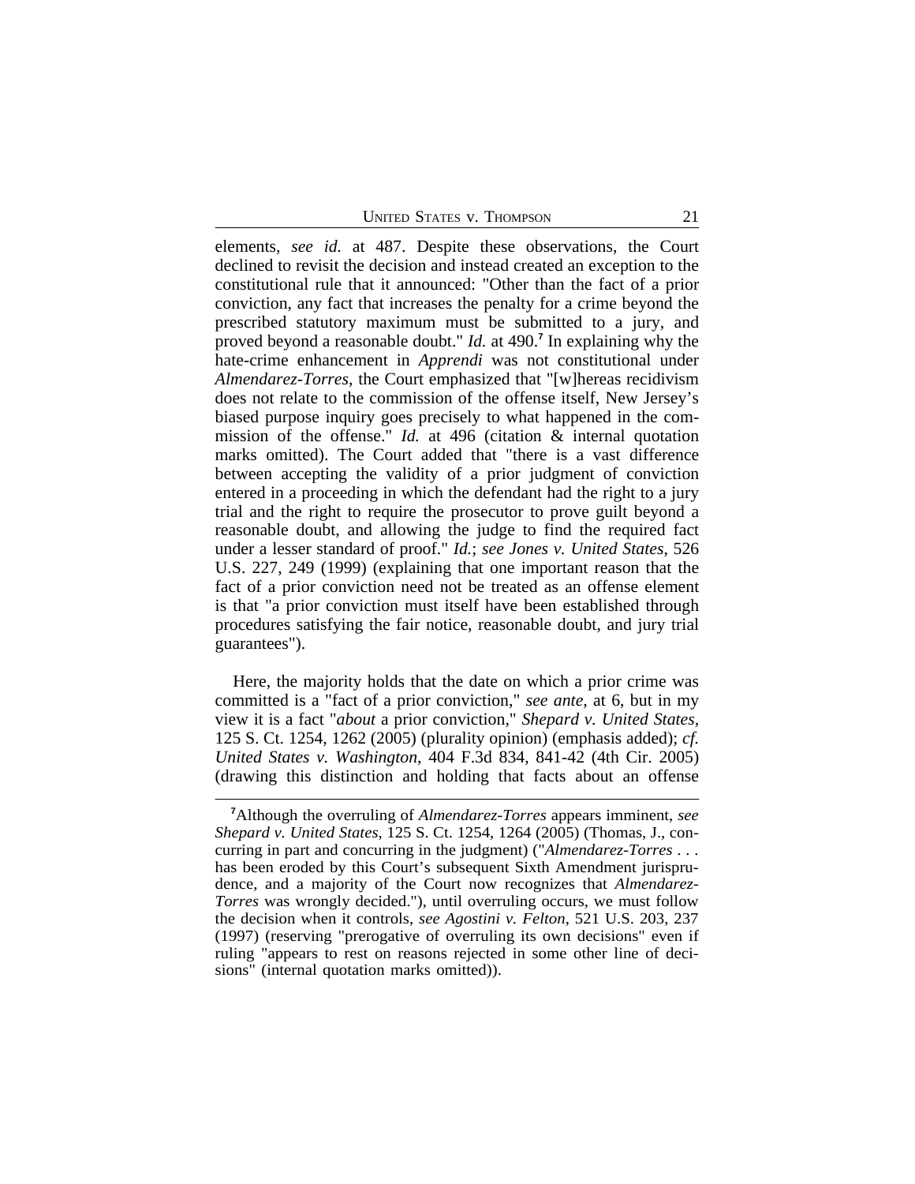elements, *see id.* at 487. Despite these observations, the Court declined to revisit the decision and instead created an exception to the constitutional rule that it announced: "Other than the fact of a prior conviction, any fact that increases the penalty for a crime beyond the prescribed statutory maximum must be submitted to a jury, and proved beyond a reasonable doubt." *Id.* at 490.[7] In explaining why the hate-crime enhancement in *Apprendi* was not constitutional under *Almendarez-Torres*, the Court emphasized that "[w]hereas recidivism does not relate to the commission of the offense itself, New Jersey's biased purpose inquiry goes precisely to what happened in the commission of the offense." *Id.* at 496 (citation & internal quotation marks omitted). The Court added that "there is a vast difference between accepting the validity of a prior judgment of conviction entered in a proceeding in which the defendant had the right to a jury trial and the right to require the prosecutor to prove guilt beyond a reasonable doubt, and allowing the judge to find the required fact under a lesser standard of proof." *Id.*; *see Jones v. United States*, 526 U.S. 227, 249 (1999) (explaining that one important reason that the fact of a prior conviction need not be treated as an offense element is that "a prior conviction must itself have been established through procedures satisfying the fair notice, reasonable doubt, and jury trial guarantees").

Here, the majority holds that the date on which a prior crime was committed is a "fact of a prior conviction," *see ante*, at 6, but in my view it is a fact "*about* a prior conviction," *Shepard v. United States*, 125 S. Ct. 1254, 1262 (2005) (plurality opinion) (emphasis added); *cf. United States v. Washington*, 404 F.3d 834, 841-42 (4th Cir. 2005) (drawing this distinction and holding that facts about an offense

---

[7]Although the overruling of *Almendarez-Torres* appears imminent, *see Shepard v. United States*, 125 S. Ct. 1254, 1264 (2005) (Thomas, J., concurring in part and concurring in the judgment) ("*Almendarez-Torres* . . . has been eroded by this Court's subsequent Sixth Amendment jurisprudence, and a majority of the Court now recognizes that *Almendarez-Torres* was wrongly decided."), until overruling occurs, we must follow the decision when it controls, *see Agostini v. Felton*, 521 U.S. 203, 237 (1997) (reserving "prerogative of overruling its own decisions" even if ruling "appears to rest on reasons rejected in some other line of decisions" (internal quotation marks omitted)).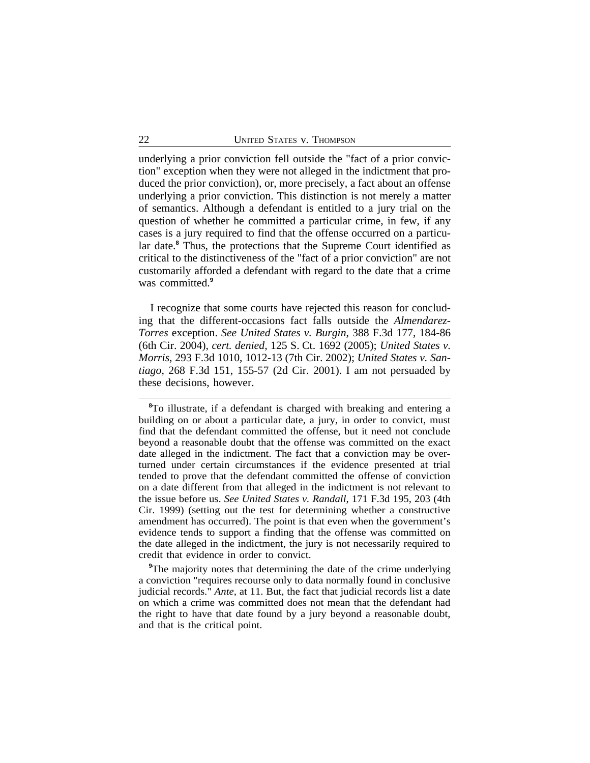underlying a prior conviction fell outside the "fact of a prior conviction" exception when they were not alleged in the indictment that produced the prior conviction), or, more precisely, a fact about an offense underlying a prior conviction. This distinction is not merely a matter of semantics. Although a defendant is entitled to a jury trial on the question of whether he committed a particular crime, in few, if any cases is a jury required to find that the offense occurred on a particular date.[8] Thus, the protections that the Supreme Court identified as critical to the distinctiveness of the "fact of a prior conviction" are not customarily afforded a defendant with regard to the date that a crime was committed.[9]

I recognize that some courts have rejected this reason for concluding that the different-occasions fact falls outside the *Almendarez-Torres* exception. *See United States v. Burgin*, 388 F.3d 177, 184-86 (6th Cir. 2004), *cert. denied*, 125 S. Ct. 1692 (2005); *United States v. Morris*, 293 F.3d 1010, 1012-13 (7th Cir. 2002); *United States v. Santiago*, 268 F.3d 151, 155-57 (2d Cir. 2001). I am not persuaded by these decisions, however.

---

[8]To illustrate, if a defendant is charged with breaking and entering a building on or about a particular date, a jury, in order to convict, must find that the defendant committed the offense, but it need not conclude beyond a reasonable doubt that the offense was committed on the exact date alleged in the indictment. The fact that a conviction may be overturned under certain circumstances if the evidence presented at trial tended to prove that the defendant committed the offense of conviction on a date different from that alleged in the indictment is not relevant to the issue before us. *See United States v. Randall*, 171 F.3d 195, 203 (4th Cir. 1999) (setting out the test for determining whether a constructive amendment has occurred). The point is that even when the government's evidence tends to support a finding that the offense was committed on the date alleged in the indictment, the jury is not necessarily required to credit that evidence in order to convict.

[9]The majority notes that determining the date of the crime underlying a conviction "requires recourse only to data normally found in conclusive judicial records." *Ante*, at 11. But, the fact that judicial records list a date on which a crime was committed does not mean that the defendant had the right to have that date found by a jury beyond a reasonable doubt, and that is the critical point.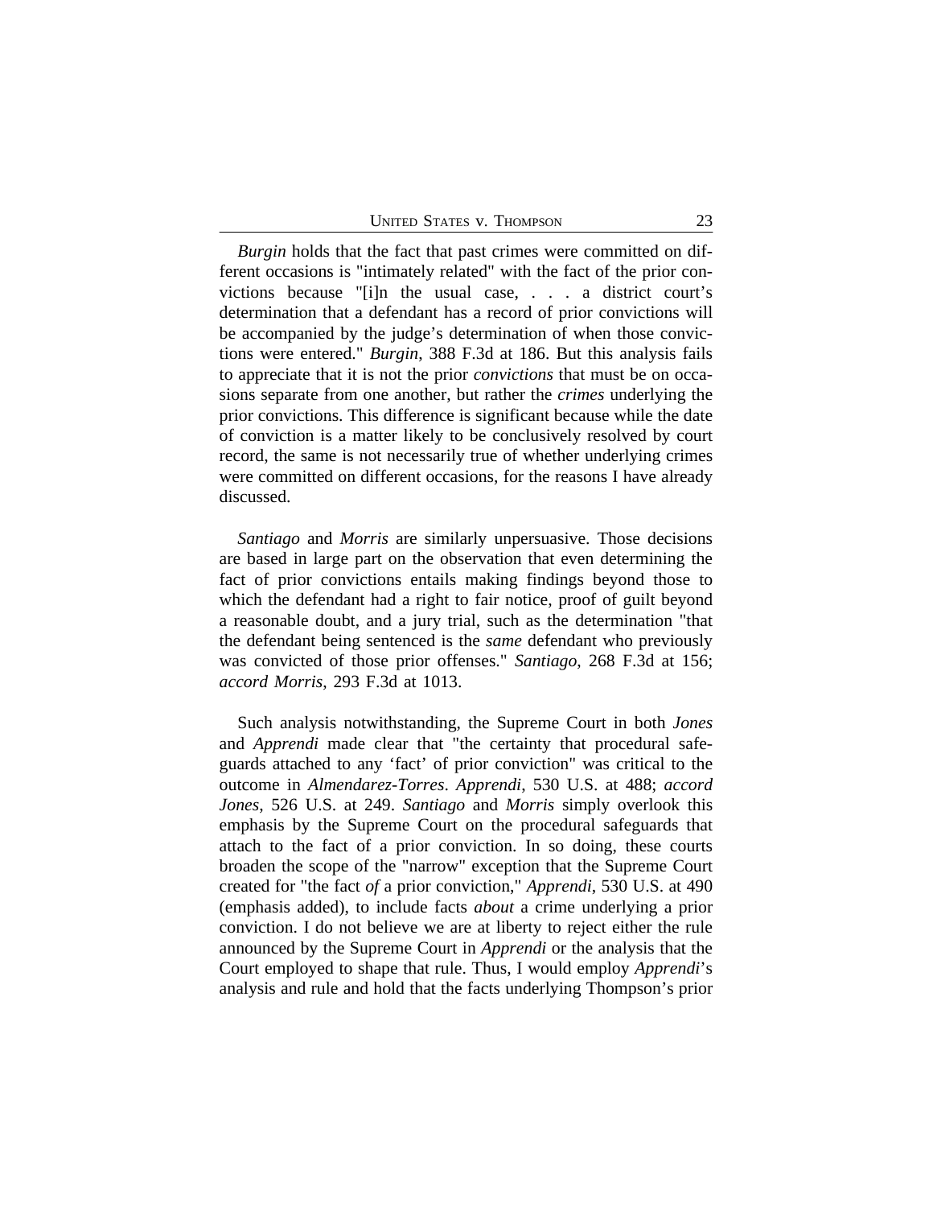*Burgin* holds that the fact that past crimes were committed on different occasions is "intimately related" with the fact of the prior convictions because "[i]n the usual case, . . . a district court's determination that a defendant has a record of prior convictions will be accompanied by the judge's determination of when those convictions were entered." *Burgin*, 388 F.3d at 186. But this analysis fails to appreciate that it is not the prior *convictions* that must be on occasions separate from one another, but rather the *crimes* underlying the prior convictions. This difference is significant because while the date of conviction is a matter likely to be conclusively resolved by court record, the same is not necessarily true of whether underlying crimes were committed on different occasions, for the reasons I have already discussed.

*Santiago* and *Morris* are similarly unpersuasive. Those decisions are based in large part on the observation that even determining the fact of prior convictions entails making findings beyond those to which the defendant had a right to fair notice, proof of guilt beyond a reasonable doubt, and a jury trial, such as the determination "that the defendant being sentenced is the *same* defendant who previously was convicted of those prior offenses." *Santiago*, 268 F.3d at 156; *accord Morris*, 293 F.3d at 1013.

Such analysis notwithstanding, the Supreme Court in both *Jones* and *Apprendi* made clear that "the certainty that procedural safeguards attached to any 'fact' of prior conviction" was critical to the outcome in *Almendarez-Torres*. *Apprendi*, 530 U.S. at 488; *accord Jones*, 526 U.S. at 249. *Santiago* and *Morris* simply overlook this emphasis by the Supreme Court on the procedural safeguards that attach to the fact of a prior conviction. In so doing, these courts broaden the scope of the "narrow" exception that the Supreme Court created for "the fact *of* a prior conviction," *Apprendi*, 530 U.S. at 490 (emphasis added), to include facts *about* a crime underlying a prior conviction. I do not believe we are at liberty to reject either the rule announced by the Supreme Court in *Apprendi* or the analysis that the Court employed to shape that rule. Thus, I would employ *Apprendi*'s analysis and rule and hold that the facts underlying Thompson's prior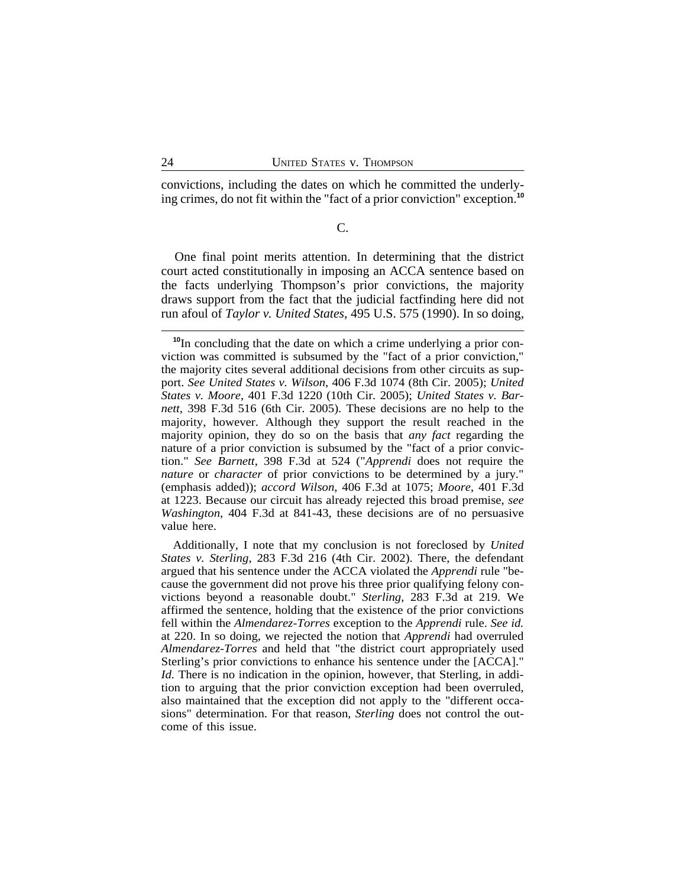convictions, including the dates on which he committed the underlying crimes, do not fit within the "fact of a prior conviction" exception.[10]

C.

One final point merits attention. In determining that the district court acted constitutionally in imposing an ACCA sentence based on the facts underlying Thompson's prior convictions, the majority draws support from the fact that the judicial factfinding here did not run afoul of *Taylor v. United States*, 495 U.S. 575 (1990). In so doing,

---

[10]In concluding that the date on which a crime underlying a prior conviction was committed is subsumed by the "fact of a prior conviction," the majority cites several additional decisions from other circuits as support. *See United States v. Wilson*, 406 F.3d 1074 (8th Cir. 2005); *United States v. Moore*, 401 F.3d 1220 (10th Cir. 2005); *United States v. Barnett*, 398 F.3d 516 (6th Cir. 2005). These decisions are no help to the majority, however. Although they support the result reached in the majority opinion, they do so on the basis that *any fact* regarding the nature of a prior conviction is subsumed by the "fact of a prior conviction." *See Barnett*, 398 F.3d at 524 ("*Apprendi* does not require the *nature* or *character* of prior convictions to be determined by a jury." (emphasis added)); *accord Wilson*, 406 F.3d at 1075; *Moore*, 401 F.3d at 1223. Because our circuit has already rejected this broad premise, *see Washington*, 404 F.3d at 841-43, these decisions are of no persuasive value here.

Additionally, I note that my conclusion is not foreclosed by *United States v. Sterling*, 283 F.3d 216 (4th Cir. 2002). There, the defendant argued that his sentence under the ACCA violated the *Apprendi* rule "because the government did not prove his three prior qualifying felony convictions beyond a reasonable doubt." *Sterling*, 283 F.3d at 219. We affirmed the sentence, holding that the existence of the prior convictions fell within the *Almendarez-Torres* exception to the *Apprendi* rule. *See id.* at 220. In so doing, we rejected the notion that *Apprendi* had overruled *Almendarez-Torres* and held that "the district court appropriately used Sterling's prior convictions to enhance his sentence under the [ACCA]." *Id.* There is no indication in the opinion, however, that Sterling, in addition to arguing that the prior conviction exception had been overruled, also maintained that the exception did not apply to the "different occasions" determination. For that reason, *Sterling* does not control the outcome of this issue.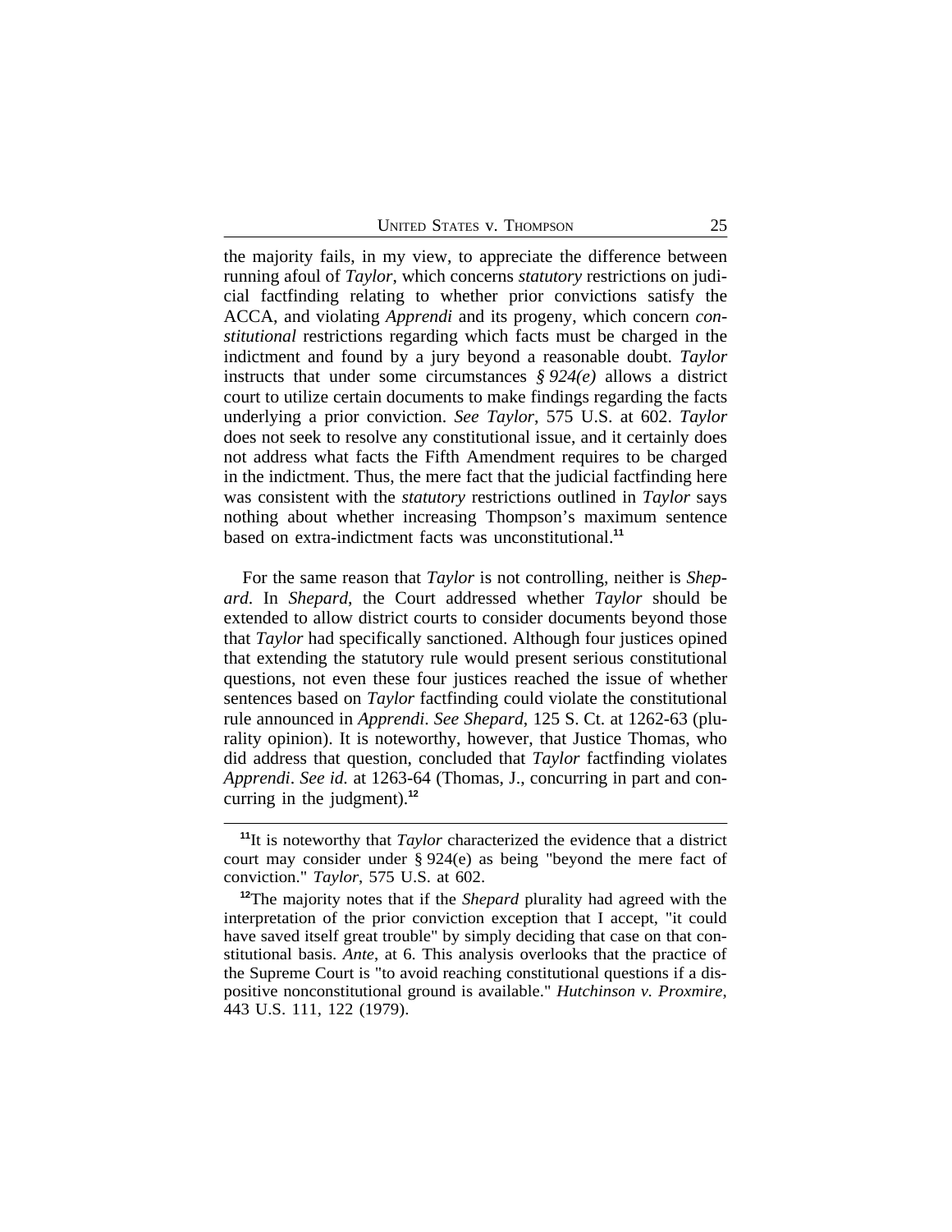the majority fails, in my view, to appreciate the difference between running afoul of *Taylor*, which concerns *statutory* restrictions on judicial factfinding relating to whether prior convictions satisfy the ACCA, and violating *Apprendi* and its progeny, which concern *constitutional* restrictions regarding which facts must be charged in the indictment and found by a jury beyond a reasonable doubt. *Taylor* instructs that under some circumstances *§ 924(e)* allows a district court to utilize certain documents to make findings regarding the facts underlying a prior conviction. *See Taylor*, 575 U.S. at 602. *Taylor* does not seek to resolve any constitutional issue, and it certainly does not address what facts the Fifth Amendment requires to be charged in the indictment. Thus, the mere fact that the judicial factfinding here was consistent with the *statutory* restrictions outlined in *Taylor* says nothing about whether increasing Thompson's maximum sentence based on extra-indictment facts was unconstitutional.[11]

For the same reason that *Taylor* is not controlling, neither is *Shepard*. In *Shepard*, the Court addressed whether *Taylor* should be extended to allow district courts to consider documents beyond those that *Taylor* had specifically sanctioned. Although four justices opined that extending the statutory rule would present serious constitutional questions, not even these four justices reached the issue of whether sentences based on *Taylor* factfinding could violate the constitutional rule announced in *Apprendi*. *See Shepard*, 125 S. Ct. at 1262-63 (plurality opinion). It is noteworthy, however, that Justice Thomas, who did address that question, concluded that *Taylor* factfinding violates *Apprendi*. *See id.* at 1263-64 (Thomas, J., concurring in part and concurring in the judgment).[12]

---

[11]It is noteworthy that *Taylor* characterized the evidence that a district court may consider under § 924(e) as being "beyond the mere fact of conviction." *Taylor*, 575 U.S. at 602.

[12]The majority notes that if the *Shepard* plurality had agreed with the interpretation of the prior conviction exception that I accept, "it could have saved itself great trouble" by simply deciding that case on that constitutional basis. *Ante*, at 6. This analysis overlooks that the practice of the Supreme Court is "to avoid reaching constitutional questions if a dispositive nonconstitutional ground is available." *Hutchinson v. Proxmire*, 443 U.S. 111, 122 (1979).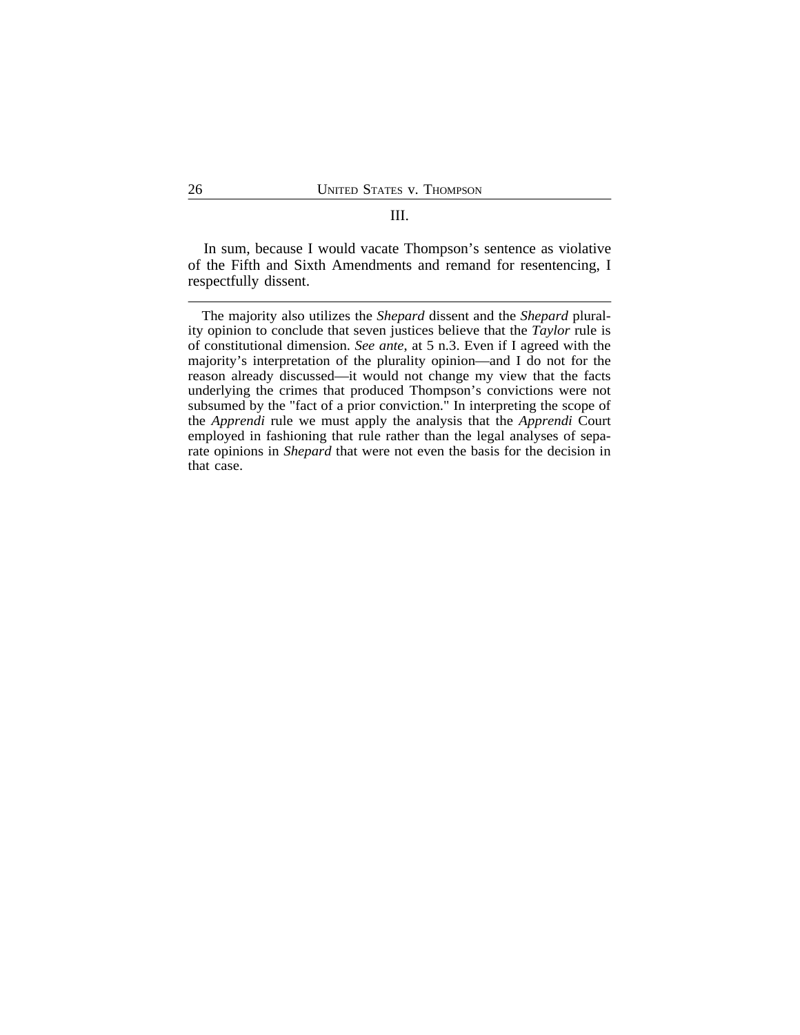## III.

In sum, because I would vacate Thompson's sentence as violative of the Fifth and Sixth Amendments and remand for resentencing, I respectfully dissent.

---

The majority also utilizes the *Shepard* dissent and the *Shepard* plurality opinion to conclude that seven justices believe that the *Taylor* rule is of constitutional dimension. *See ante*, at 5 n.3. Even if I agreed with the majority's interpretation of the plurality opinion—and I do not for the reason already discussed—it would not change my view that the facts underlying the crimes that produced Thompson's convictions were not subsumed by the "fact of a prior conviction." In interpreting the scope of the *Apprendi* rule we must apply the analysis that the *Apprendi* Court employed in fashioning that rule rather than the legal analyses of separate opinions in *Shepard* that were not even the basis for the decision in that case.